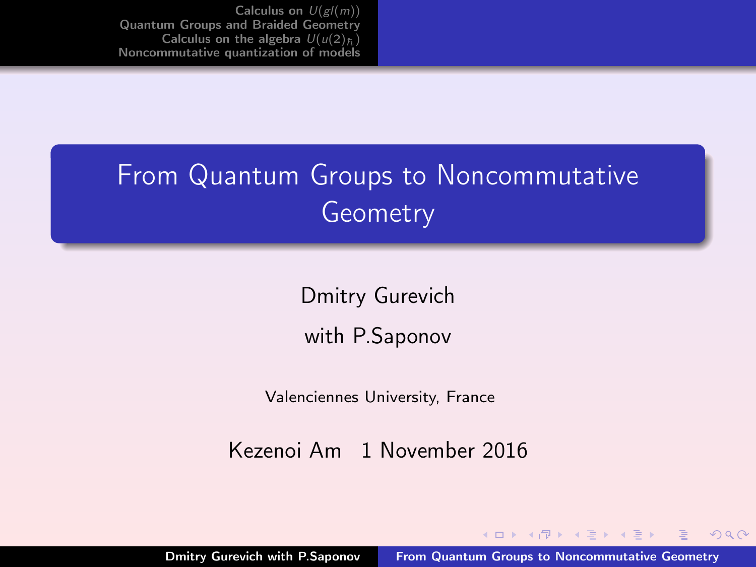# From Quantum Groups to Noncommutative Geometry

Dmitry Gurevich

with P.Saponov

Valenciennes University, France

Kezenoi Am 1 November 2016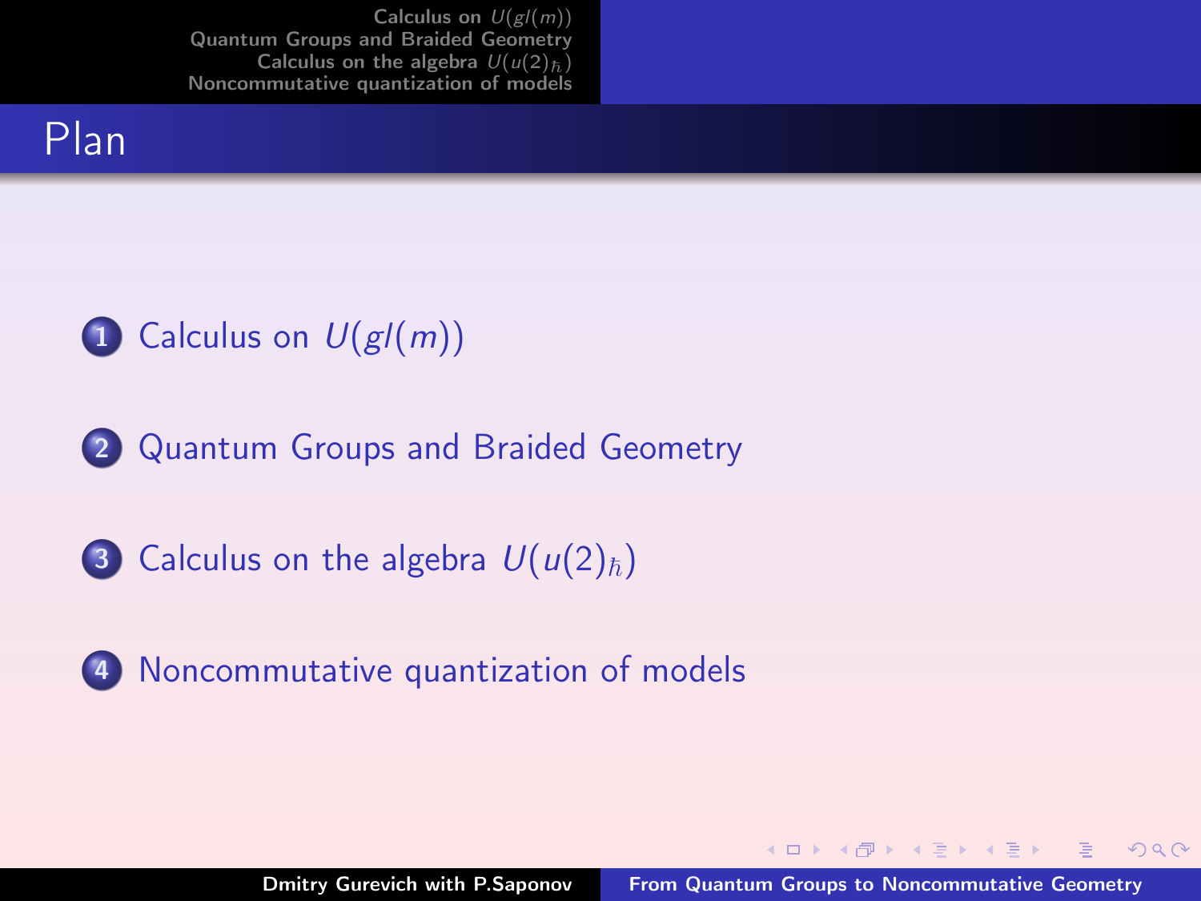## Plan

1. Calculus on $U(gl(m))$
2. Quantum Groups and Braided Geometry
3. Calculus on the algebra $U(u(2)_\hbar)$
4. Noncommutative quantization of models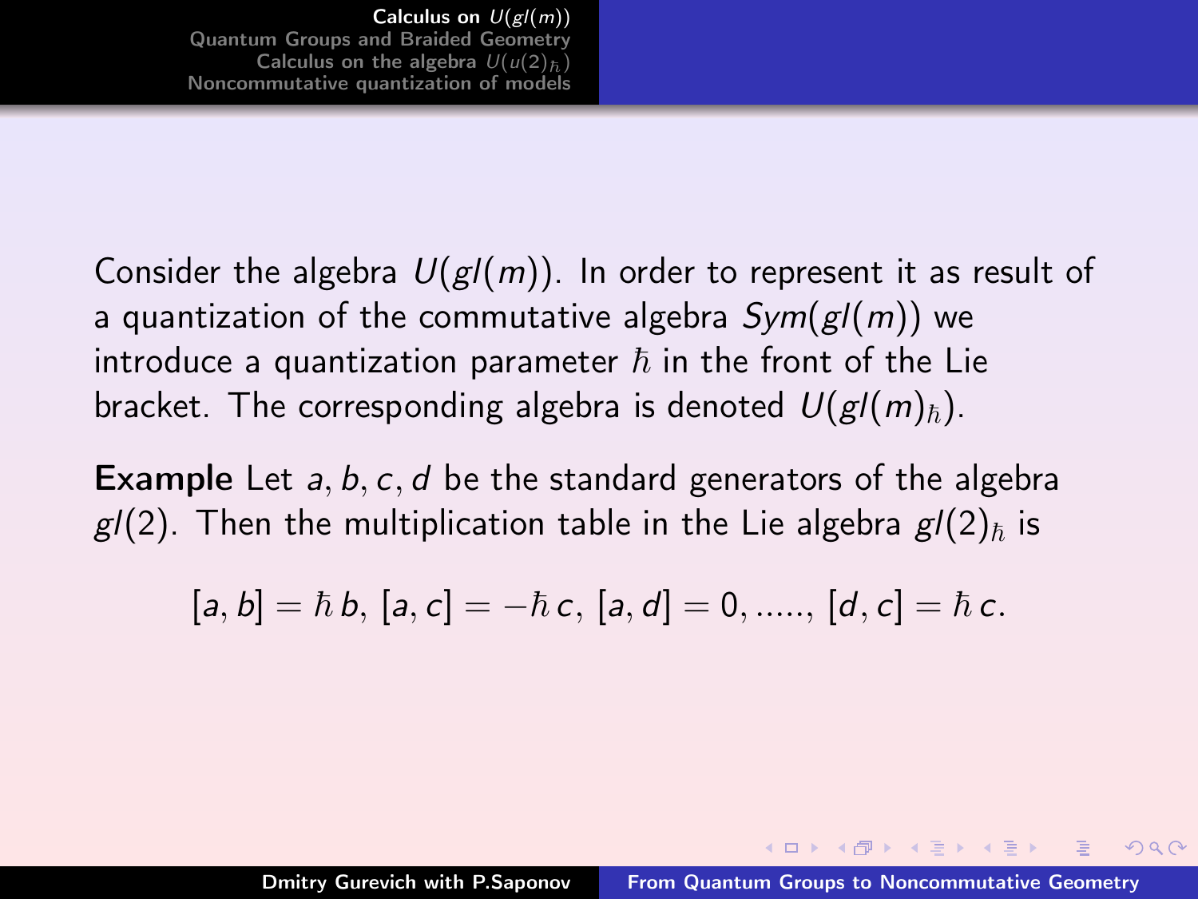Consider the algebra $U(gl(m))$. In order to represent it as result of a quantization of the commutative algebra $Sym(gl(m))$ we introduce a quantization parameter $\hbar$ in the front of the Lie bracket. The corresponding algebra is denoted $U(gl(m)_\hbar)$.

**Example** Let $a, b, c, d$ be the standard generators of the algebra $gl(2)$. Then the multiplication table in the Lie algebra $gl(2)_\hbar$ is

$$[a, b] = \hbar\, b,\ [a, c] = -\hbar\, c,\ [a, d] = 0, \ldots..,\ [d, c] = \hbar\, c.$$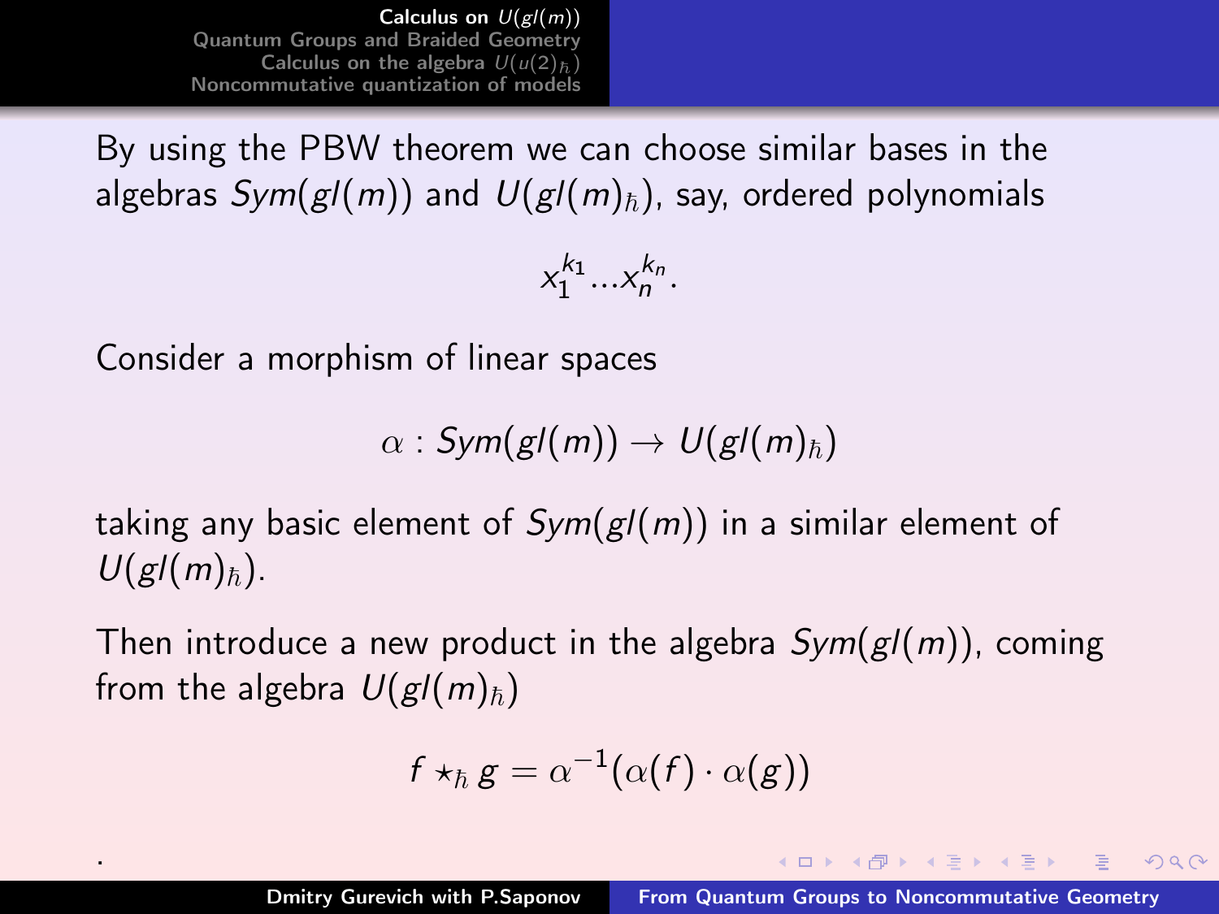By using the PBW theorem we can choose similar bases in the algebras $Sym(gl(m))$ and $U(gl(m)_\hbar)$, say, ordered polynomials

$$x_1^{k_1}...x_n^{k_n}.$$

Consider a morphism of linear spaces

$$\alpha : Sym(gl(m)) \to U(gl(m)_\hbar)$$

taking any basic element of $Sym(gl(m))$ in a similar element of $U(gl(m)_\hbar)$.

Then introduce a new product in the algebra $Sym(gl(m))$, coming from the algebra $U(gl(m)_\hbar)$

$$f \star_\hbar g = \alpha^{-1}(\alpha(f) \cdot \alpha(g))$$

.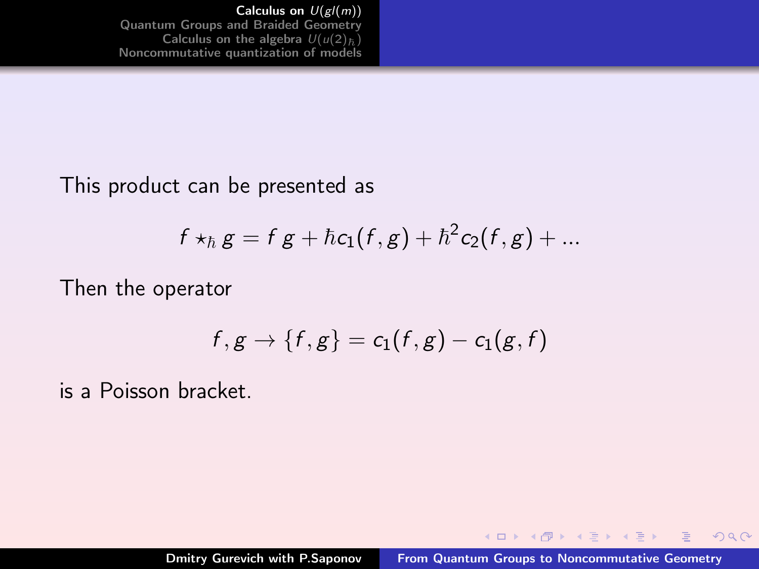This product can be presented as

$$f \star_\hbar g = f\,g + \hbar c_1(f,g) + \hbar^2 c_2(f,g) + \ldots$$

Then the operator

$$f, g \to \{f,g\} = c_1(f,g) - c_1(g,f)$$

is a Poisson bracket.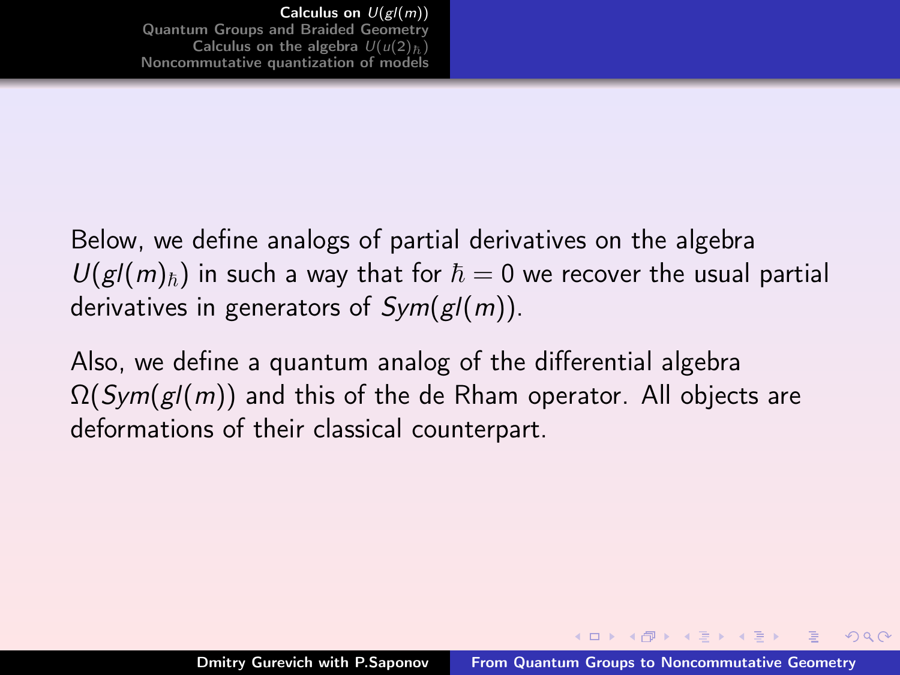Below, we define analogs of partial derivatives on the algebra $U(gl(m)_\hbar)$ in such a way that for $\hbar = 0$ we recover the usual partial derivatives in generators of $Sym(gl(m))$.

Also, we define a quantum analog of the differential algebra $\Omega(Sym(gl(m))$ and this of the de Rham operator. All objects are deformations of their classical counterpart.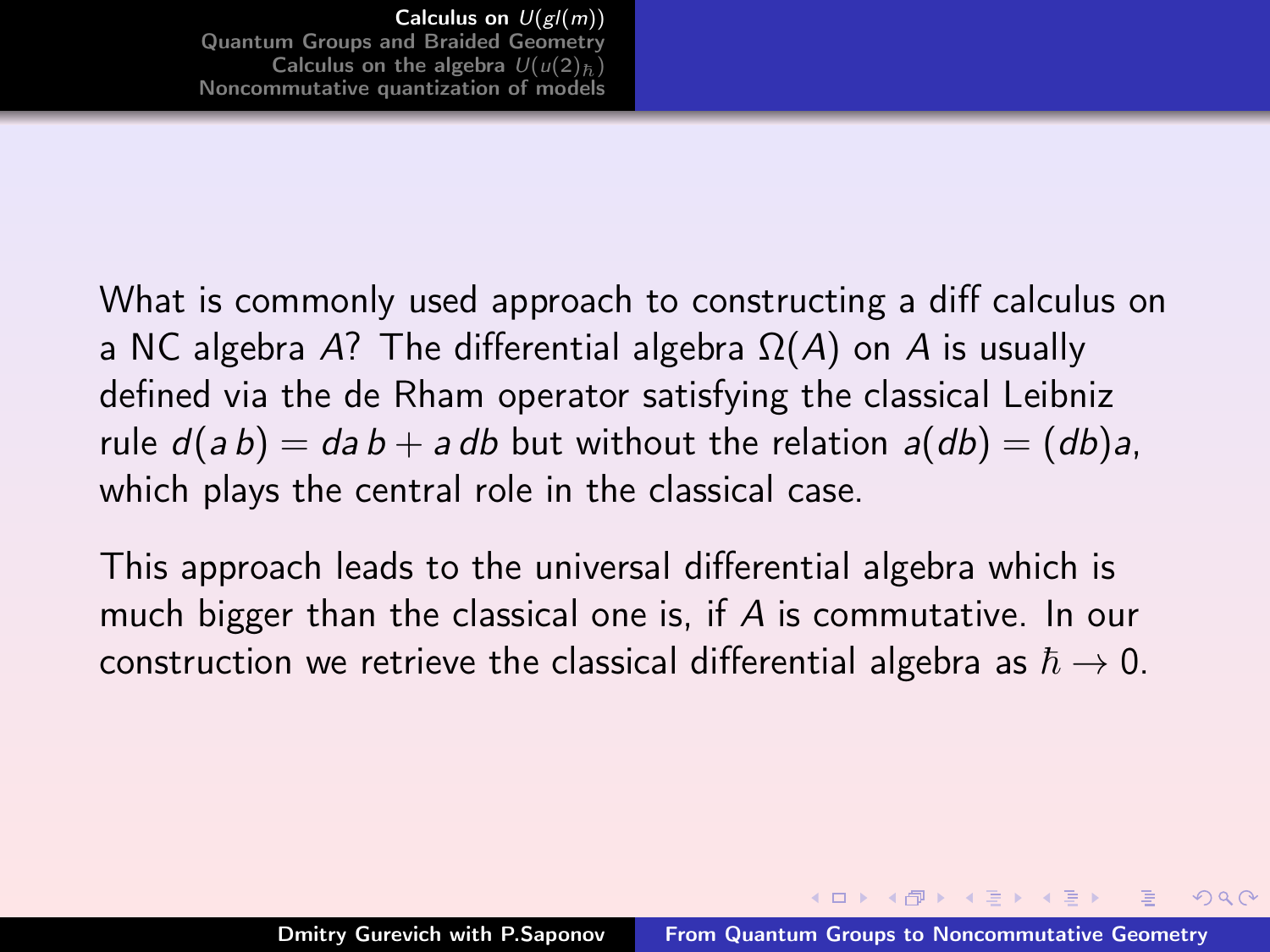What is commonly used approach to constructing a diff calculus on a NC algebra $A$? The differential algebra $\Omega(A)$ on $A$ is usually defined via the de Rham operator satisfying the classical Leibniz rule $d(a\,b) = da\,b + a\,db$ but without the relation $a(db) = (db)a$, which plays the central role in the classical case.

This approach leads to the universal differential algebra which is much bigger than the classical one is, if $A$ is commutative. In our construction we retrieve the classical differential algebra as $\hbar \to 0$.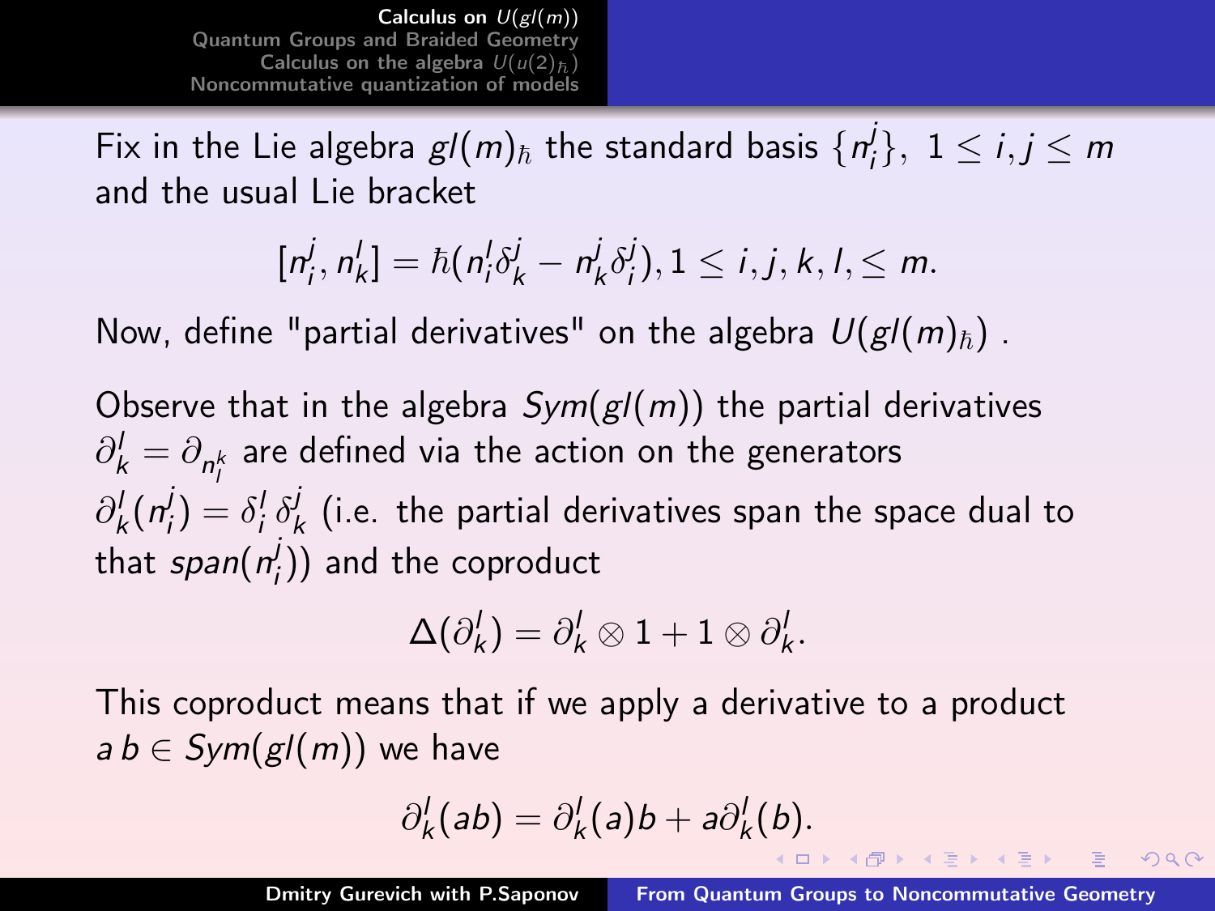Fix in the Lie algebra $gl(m)_\hbar$ the standard basis $\{n_i^j\},\ 1 \le i,j \le m$ and the usual Lie bracket

$$[n_i^j, n_k^l] = \hbar(n_i^l \delta_k^j - n_k^j \delta_i^j), 1 \le i,j,k,l, \le m.$$

Now, define "partial derivatives" on the algebra $U(gl(m)_\hbar)$ .

Observe that in the algebra $Sym(gl(m))$ the partial derivatives $\partial_k^l = \partial_{n_l^k}$ are defined via the action on the generators $\partial_k^l(n_i^j) = \delta_i^l\, \delta_k^j$ (i.e. the partial derivatives span the space dual to that $span(n_i^j)$) and the coproduct

$$\Delta(\partial_k^l) = \partial_k^l \otimes 1 + 1 \otimes \partial_k^l.$$

This coproduct means that if we apply a derivative to a product $a\, b \in Sym(gl(m))$ we have

$$\partial_k^l(ab) = \partial_k^l(a)b + a\partial_k^l(b).$$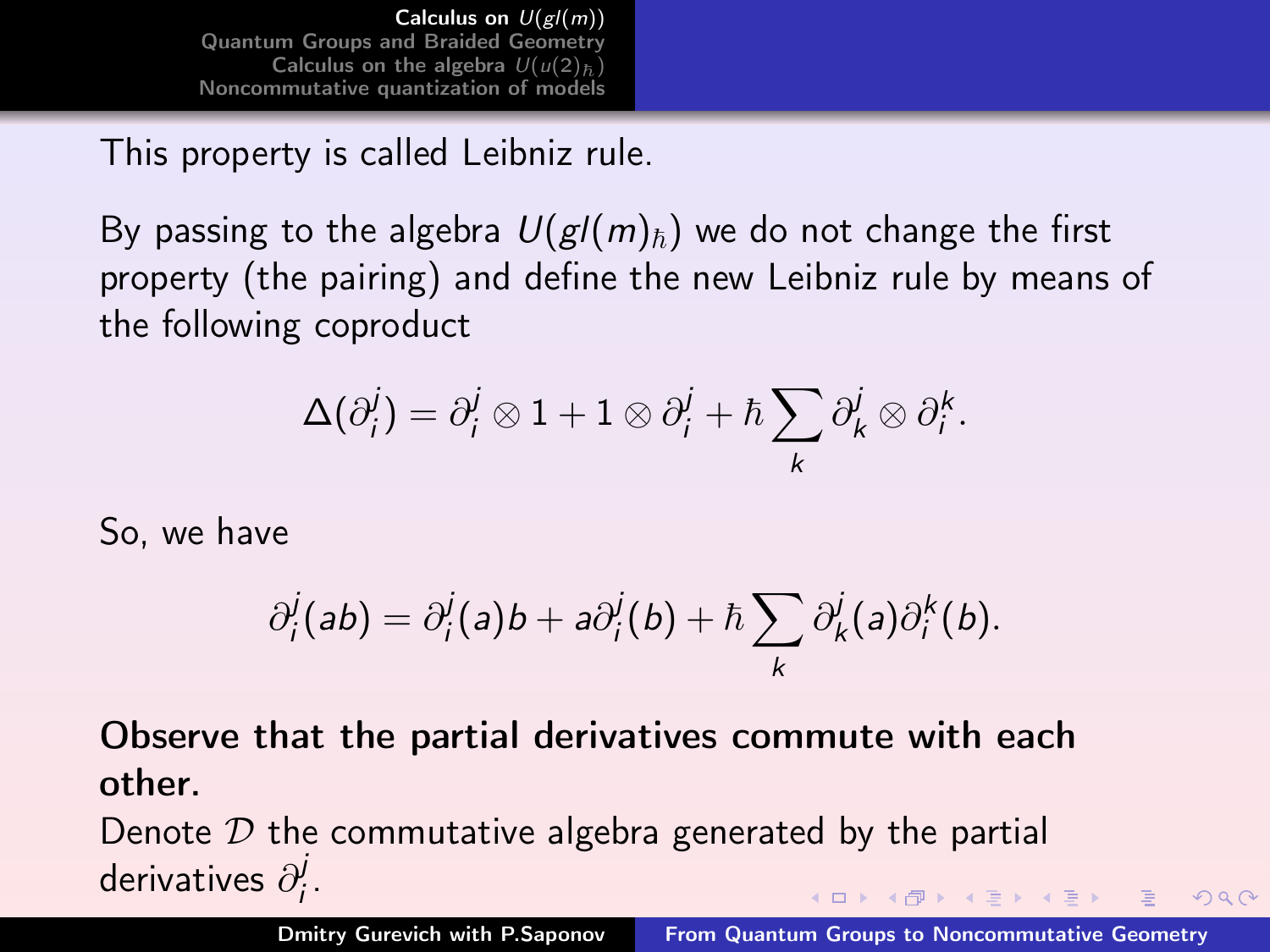This property is called Leibniz rule.

By passing to the algebra $U(gl(m)_\hbar)$ we do not change the first property (the pairing) and define the new Leibniz rule by means of the following coproduct

$$\Delta(\partial_i^j) = \partial_i^j \otimes 1 + 1 \otimes \partial_i^j + \hbar \sum_k \partial_k^j \otimes \partial_i^k.$$

So, we have

$$\partial_i^j(ab) = \partial_i^j(a)b + a\partial_i^j(b) + \hbar \sum_k \partial_k^j(a)\partial_i^k(b).$$

**Observe that the partial derivatives commute with each other.**

Denote $\mathcal{D}$ the commutative algebra generated by the partial derivatives $\partial_i^j$.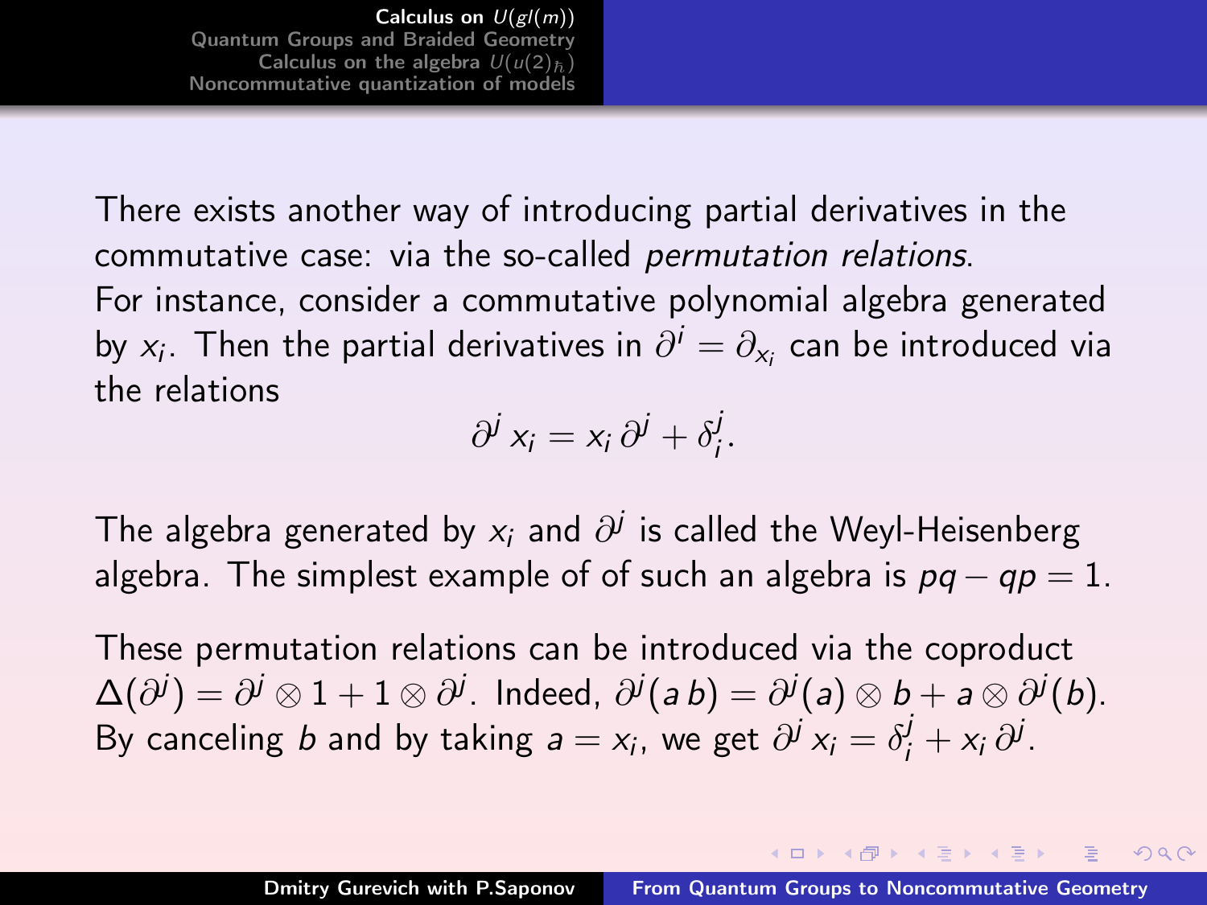There exists another way of introducing partial derivatives in the commutative case: via the so-called *permutation relations*.
For instance, consider a commutative polynomial algebra generated by $x_i$. Then the partial derivatives in $\partial^i = \partial_{x_i}$ can be introduced via the relations

$$\partial^j x_i = x_i \partial^j + \delta_i^j.$$

The algebra generated by $x_i$ and $\partial^j$ is called the Weyl-Heisenberg algebra. The simplest example of of such an algebra is $pq - qp = 1$.

These permutation relations can be introduced via the coproduct $\Delta(\partial^j) = \partial^j \otimes 1 + 1 \otimes \partial^j$. Indeed, $\partial^j(a\, b) = \partial^j(a) \otimes b + a \otimes \partial^j(b)$. By canceling $b$ and by taking $a = x_i$, we get $\partial^j x_i = \delta_i^j + x_i \partial^j$.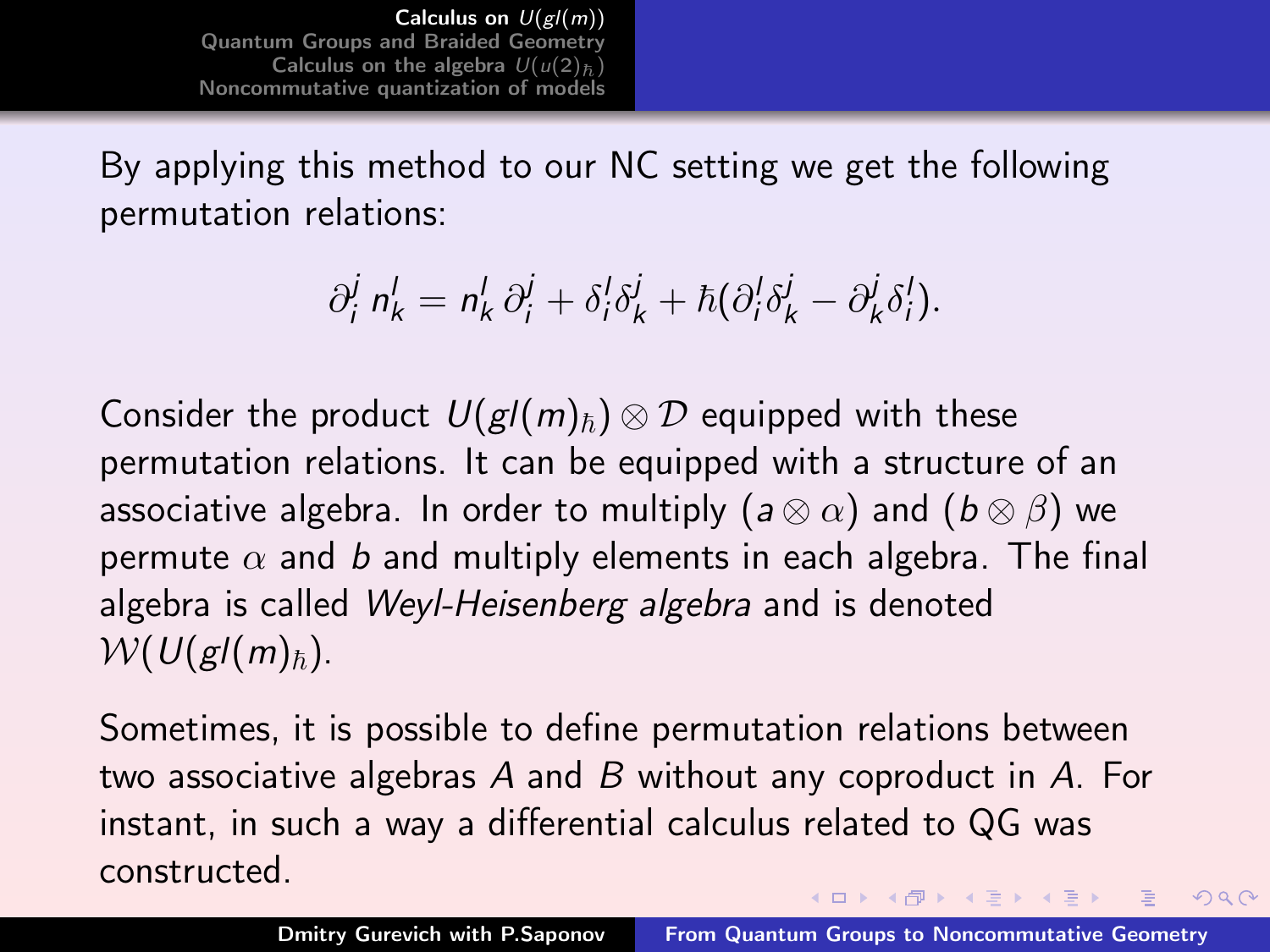By applying this method to our NC setting we get the following permutation relations:

$$\partial_i^j \, n_k^l = n_k^l \, \partial_i^j + \delta_i^l \delta_k^j + \hbar(\partial_i^l \delta_k^j - \partial_k^j \delta_i^l).$$

Consider the product $U(gl(m)_\hbar) \otimes \mathcal{D}$ equipped with these permutation relations. It can be equipped with a structure of an associative algebra. In order to multiply $(a \otimes \alpha)$ and $(b \otimes \beta)$ we permute $\alpha$ and $b$ and multiply elements in each algebra. The final algebra is called *Weyl-Heisenberg algebra* and is denoted $\mathcal{W}(U(gl(m)_\hbar)$.

Sometimes, it is possible to define permutation relations between two associative algebras $A$ and $B$ without any coproduct in $A$. For instant, in such a way a differential calculus related to QG was constructed.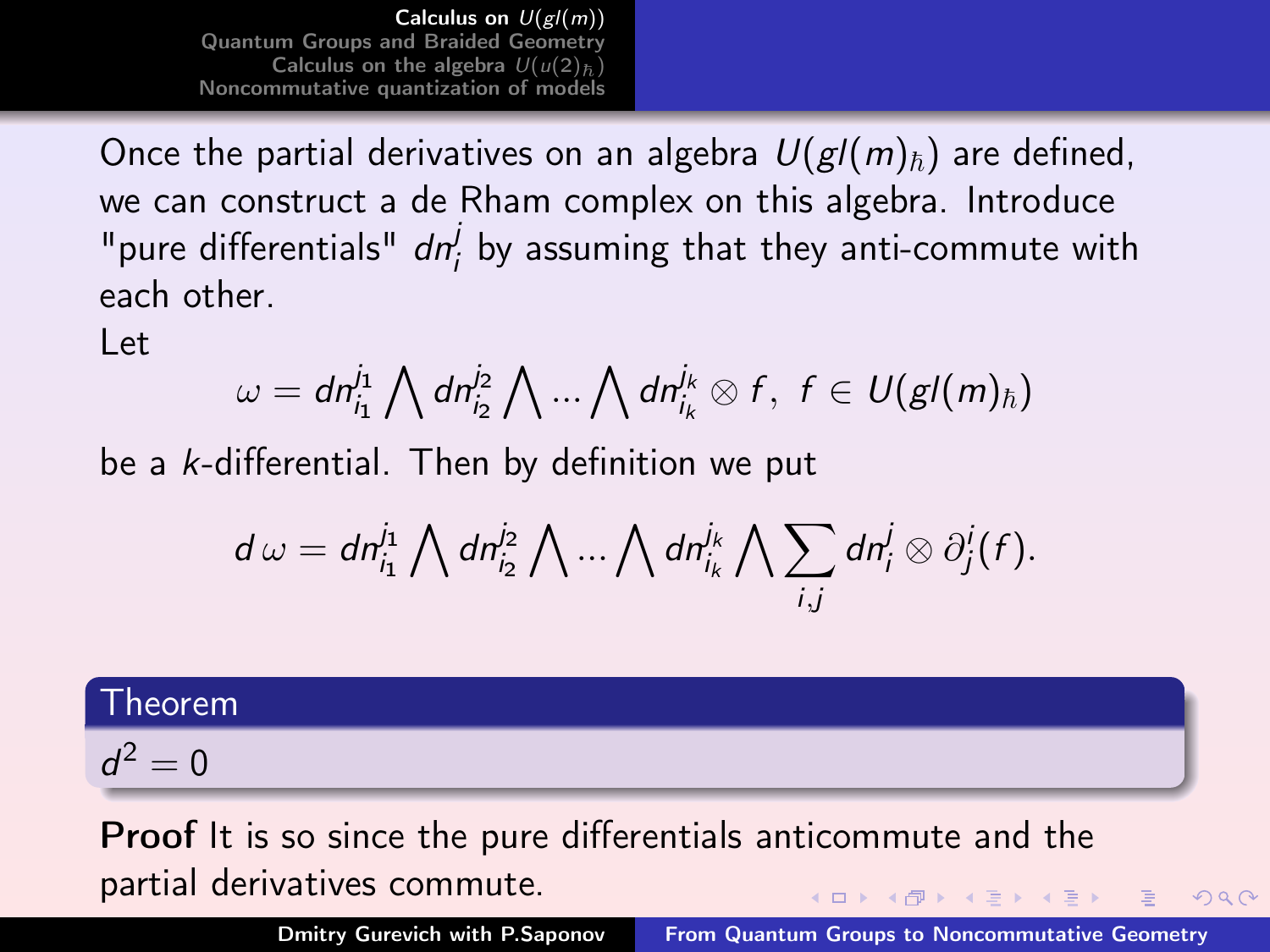Once the partial derivatives on an algebra $U(gl(m)_\hbar)$ are defined, we can construct a de Rham complex on this algebra. Introduce "pure differentials" $dn_i^j$ by assuming that they anti-commute with each other.

Let

$$\omega = dn_{i_1}^{j_1} \bigwedge dn_{i_2}^{j_2} \bigwedge \ldots \bigwedge dn_{i_k}^{j_k} \otimes f, \;\; f \in U(gl(m)_\hbar)$$

be a $k$-differential. Then by definition we put

$$d\,\omega = dn_{i_1}^{j_1} \bigwedge dn_{i_2}^{j_2} \bigwedge \ldots \bigwedge dn_{i_k}^{j_k} \bigwedge \sum_{i,j} dn_i^j \otimes \partial_j^i(f).$$

**Theorem**

$d^2 = 0$

**Proof** It is so since the pure differentials anticommute and the partial derivatives commute.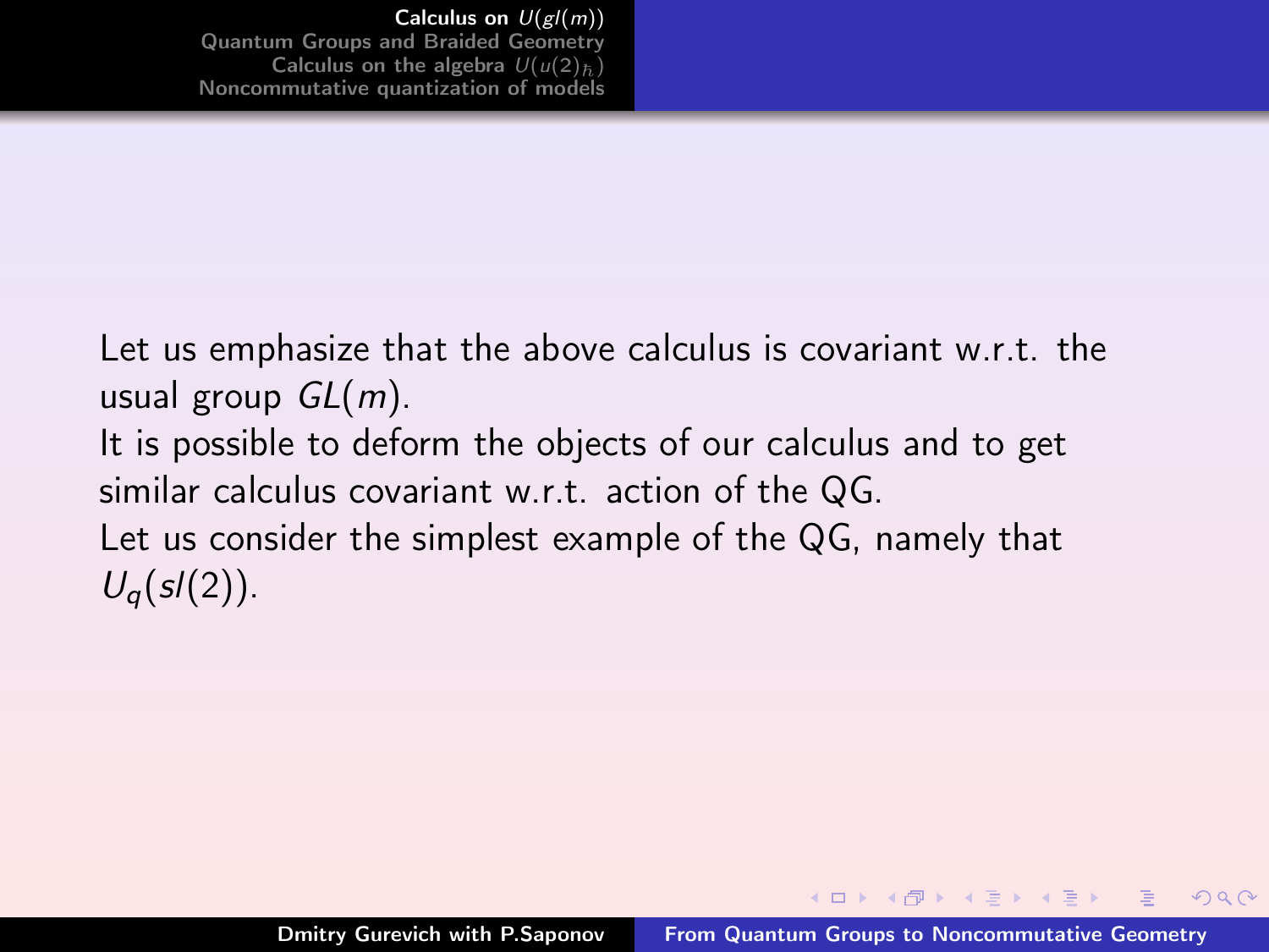Let us emphasize that the above calculus is covariant w.r.t. the usual group $GL(m)$.

It is possible to deform the objects of our calculus and to get similar calculus covariant w.r.t. action of the QG.

Let us consider the simplest example of the QG, namely that $U_q(sl(2))$.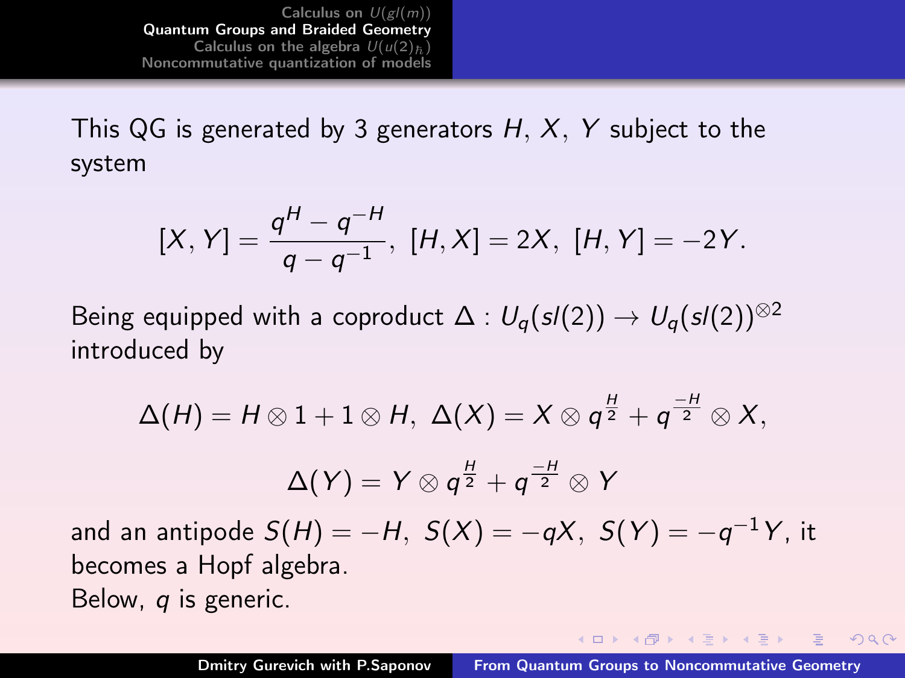This QG is generated by 3 generators $H$, $X$, $Y$ subject to the system

$$[X, Y] = \frac{q^H - q^{-H}}{q - q^{-1}},\ [H, X] = 2X,\ [H, Y] = -2Y.$$

Being equipped with a coproduct $\Delta : U_q(sl(2)) \to U_q(sl(2))^{\otimes 2}$ introduced by

$$\Delta(H) = H \otimes 1 + 1 \otimes H,\ \Delta(X) = X \otimes q^{\frac{H}{2}} + q^{\frac{-H}{2}} \otimes X,$$

$$\Delta(Y) = Y \otimes q^{\frac{H}{2}} + q^{\frac{-H}{2}} \otimes Y$$

and an antipode $S(H) = -H,\ S(X) = -qX,\ S(Y) = -q^{-1}Y$, it becomes a Hopf algebra.

Below, $q$ is generic.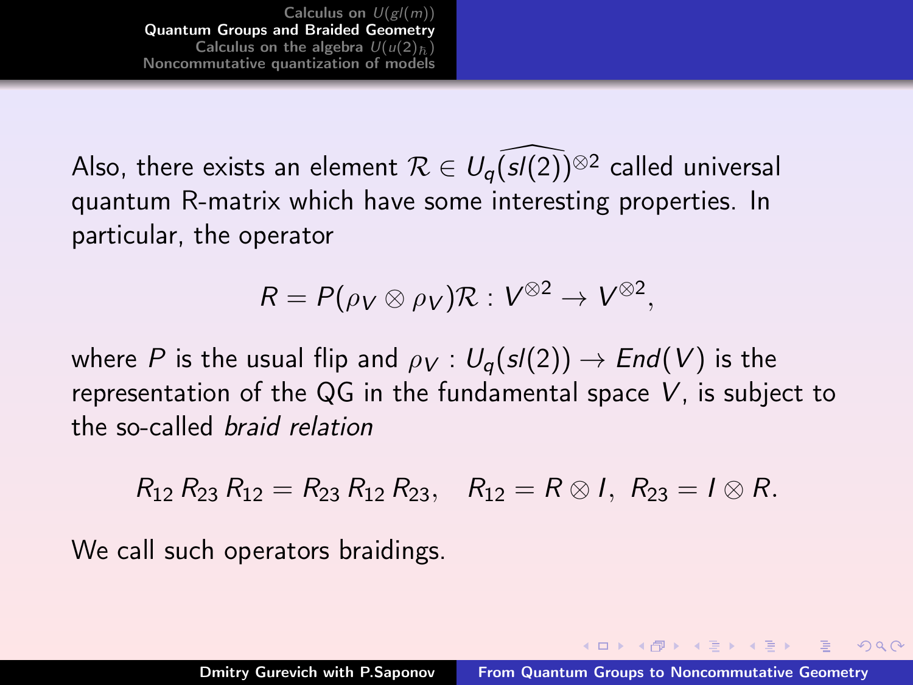Also, there exists an element $\mathcal{R} \in U_q\widehat{(sl(2))}^{\otimes 2}$ called universal quantum R-matrix which have some interesting properties. In particular, the operator

$$R = P(\rho_V \otimes \rho_V)\mathcal{R} : V^{\otimes 2} \to V^{\otimes 2},$$

where $P$ is the usual flip and $\rho_V : U_q(sl(2)) \to End(V)$ is the representation of the QG in the fundamental space $V$, is subject to the so-called *braid relation*

$$R_{12}\, R_{23}\, R_{12} = R_{23}\, R_{12}\, R_{23}, \quad R_{12} = R \otimes I, \;\; R_{23} = I \otimes R.$$

We call such operators braidings.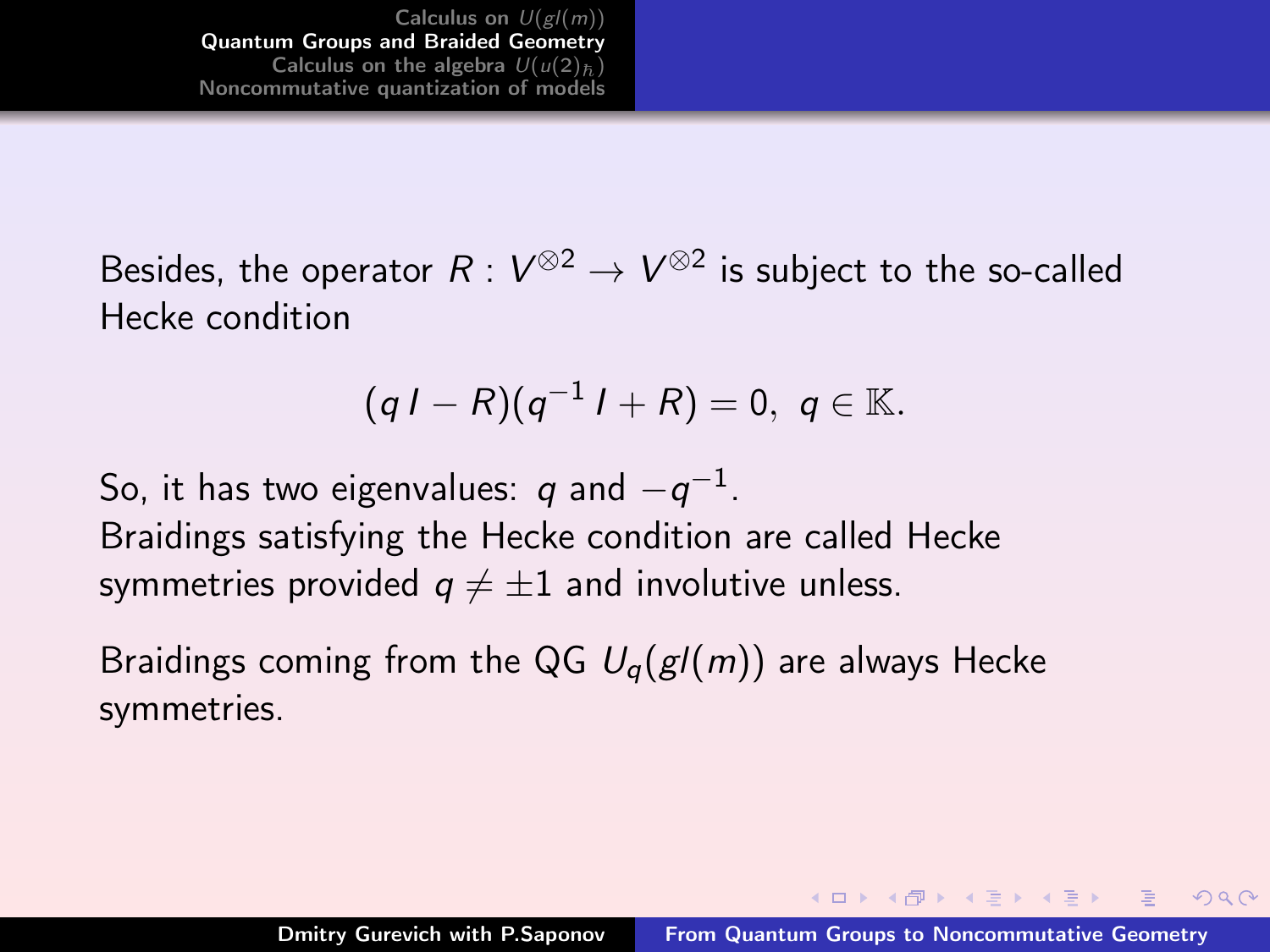Besides, the operator $R: V^{\otimes 2} \to V^{\otimes 2}$ is subject to the so-called Hecke condition

$$(q\,I - R)(q^{-1}\,I + R) = 0,\ \ q \in \mathbb{K}.$$

So, it has two eigenvalues: $q$ and $-q^{-1}$.
Braidings satisfying the Hecke condition are called Hecke symmetries provided $q \neq \pm 1$ and involutive unless.

Braidings coming from the QG $U_q(gl(m))$ are always Hecke symmetries.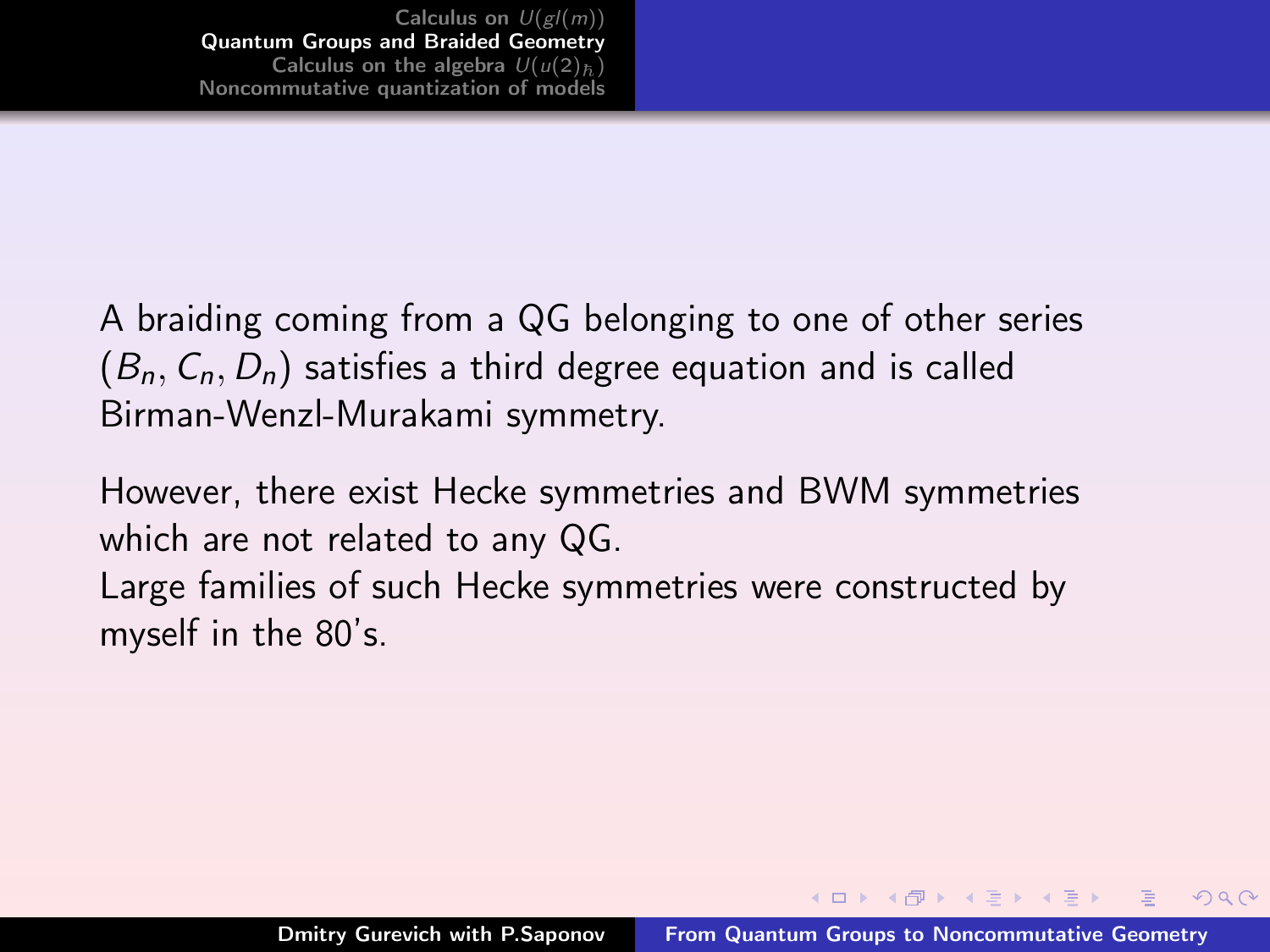A braiding coming from a QG belonging to one of other series ($B_n, C_n, D_n$) satisfies a third degree equation and is called Birman-Wenzl-Murakami symmetry.

However, there exist Hecke symmetries and BWM symmetries which are not related to any QG.
Large families of such Hecke symmetries were constructed by myself in the 80's.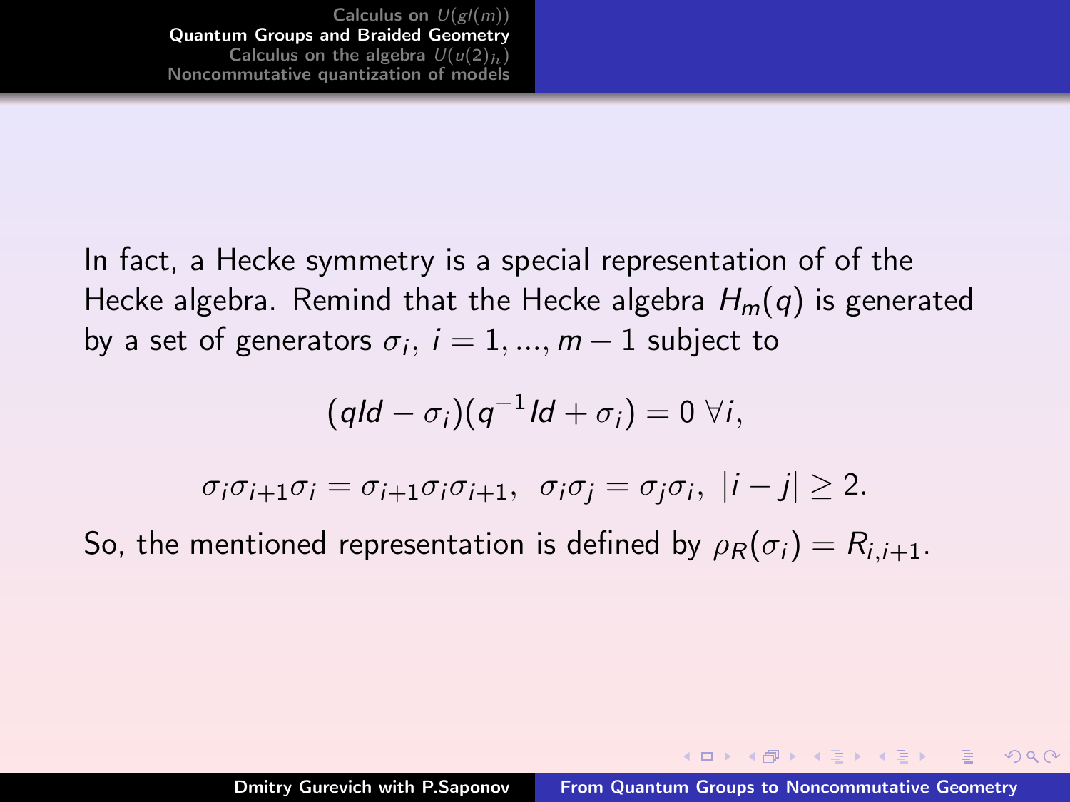In fact, a Hecke symmetry is a special representation of of the Hecke algebra. Remind that the Hecke algebra $H_m(q)$ is generated by a set of generators $\sigma_i$, $i = 1, ..., m-1$ subject to

$$(qId - \sigma_i)(q^{-1}Id + \sigma_i) = 0 \;\forall i,$$

$$\sigma_i \sigma_{i+1} \sigma_i = \sigma_{i+1} \sigma_i \sigma_{i+1}, \;\; \sigma_i \sigma_j = \sigma_j \sigma_i, \; |i-j| \geq 2.$$

So, the mentioned representation is defined by $\rho_R(\sigma_i) = R_{i,i+1}$.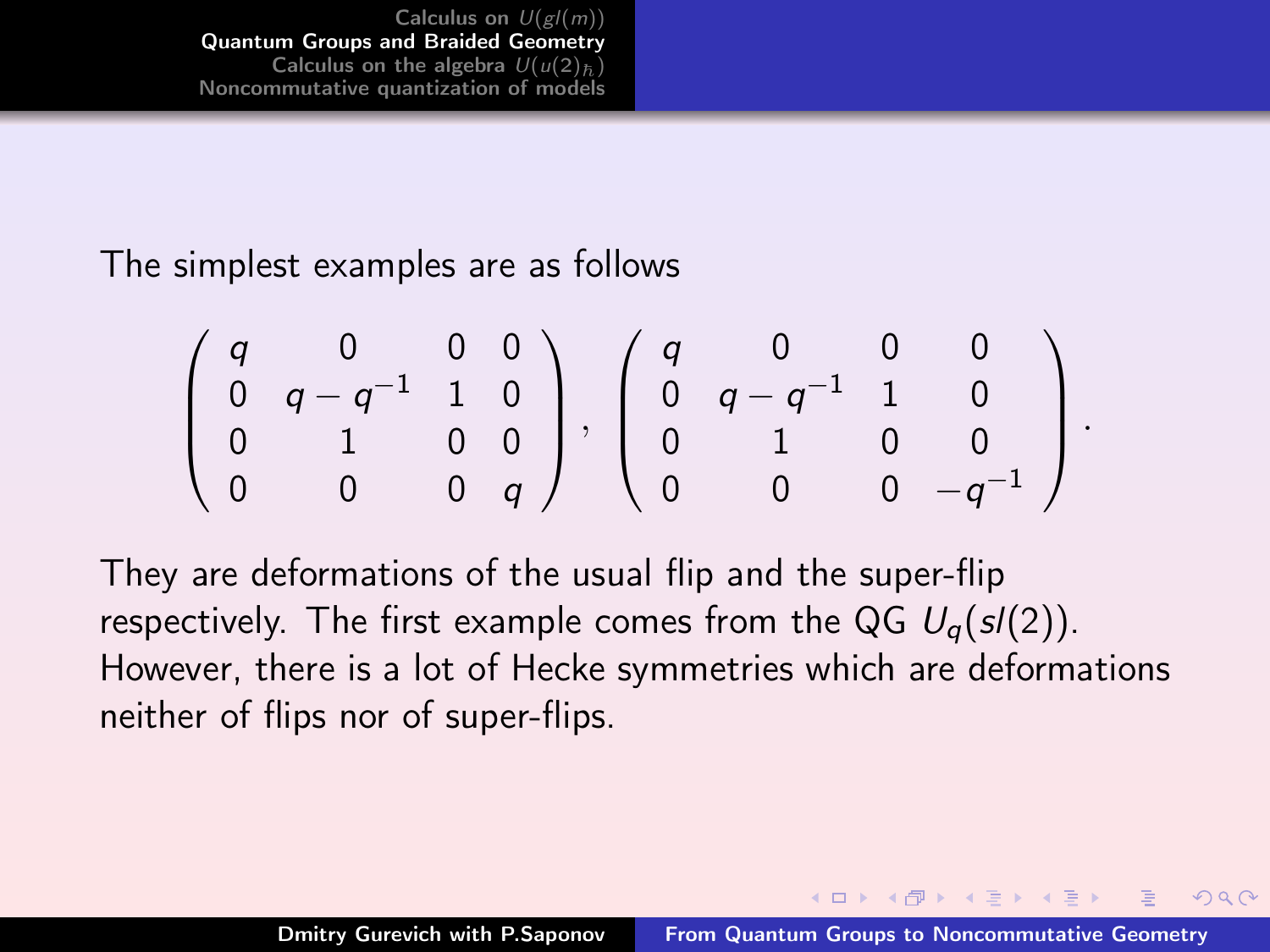The simplest examples are as follows

$$\begin{pmatrix} q & 0 & 0 & 0 \\ 0 & q-q^{-1} & 1 & 0 \\ 0 & 1 & 0 & 0 \\ 0 & 0 & 0 & q \end{pmatrix}, \quad \begin{pmatrix} q & 0 & 0 & 0 \\ 0 & q-q^{-1} & 1 & 0 \\ 0 & 1 & 0 & 0 \\ 0 & 0 & 0 & -q^{-1} \end{pmatrix}.$$

They are deformations of the usual flip and the super-flip respectively. The first example comes from the QG $U_q(sl(2))$. However, there is a lot of Hecke symmetries which are deformations neither of flips nor of super-flips.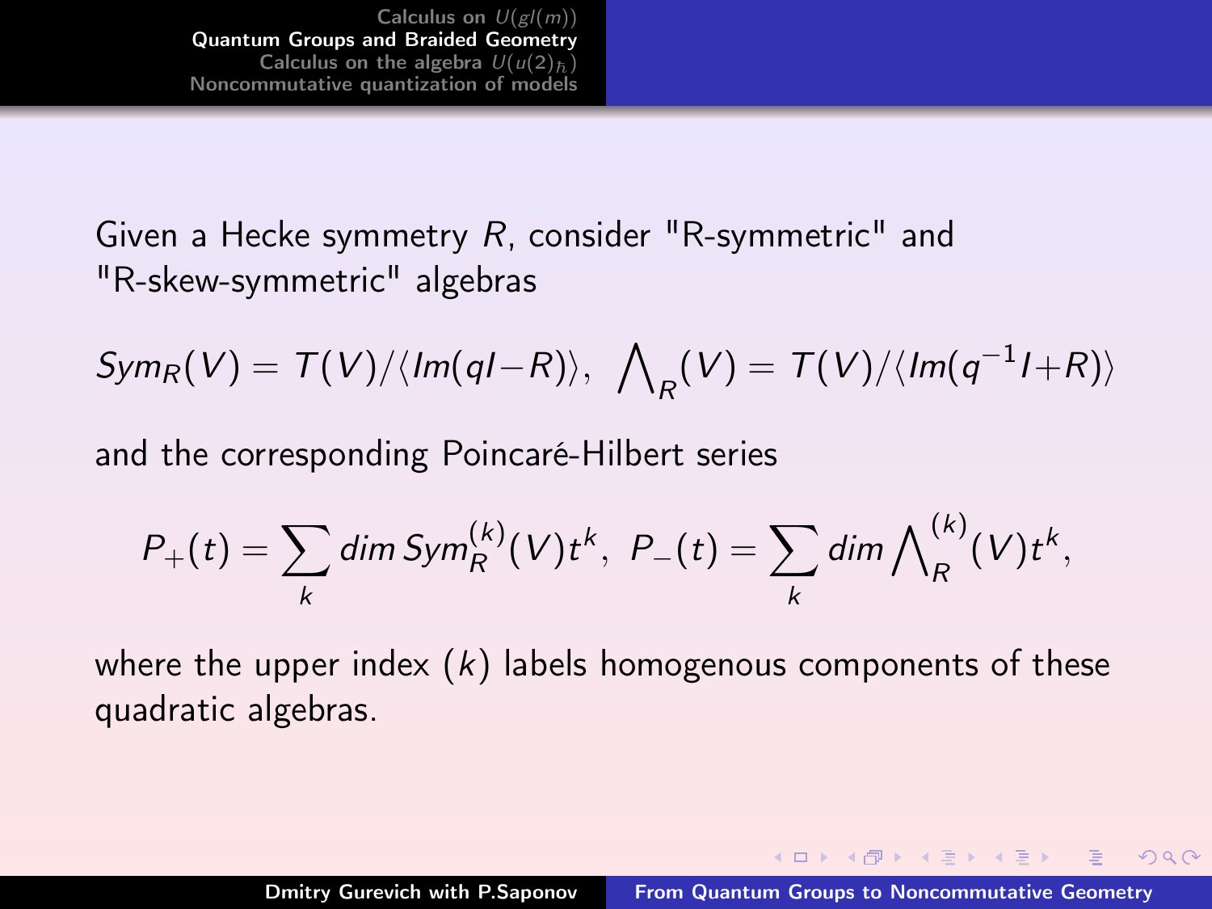Given a Hecke symmetry $R$, consider "R-symmetric" and "R-skew-symmetric" algebras

$$Sym_R(V) = T(V)/\langle Im(qI - R)\rangle, \ \bigwedge\nolimits_R(V) = T(V)/\langle Im(q^{-1}I + R)\rangle$$

and the corresponding Poincaré-Hilbert series

$$P_+(t) = \sum_k dim\, Sym_R^{(k)}(V)t^k, \ P_-(t) = \sum_k dim \bigwedge\nolimits_R^{(k)}(V)t^k,$$

where the upper index $(k)$ labels homogenous components of these quadratic algebras.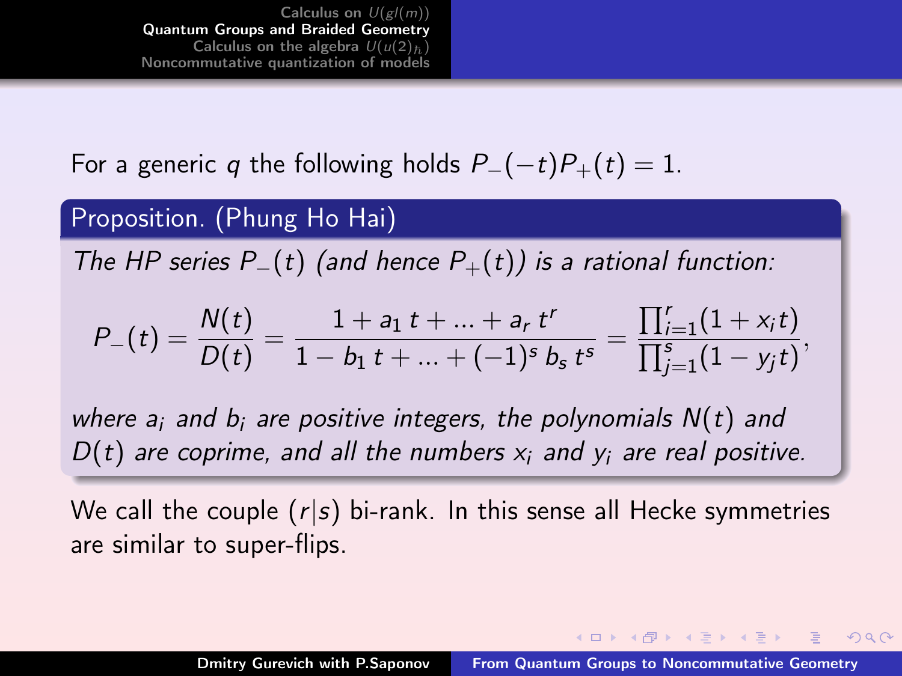For a generic $q$ the following holds $P_-(-t)P_+(t) = 1$.

**Proposition. (Phung Ho Hai)**

*The HP series $P_-(t)$ (and hence $P_+(t)$) is a rational function:*

$$P_-(t) = \frac{N(t)}{D(t)} = \frac{1 + a_1\, t + \ldots + a_r\, t^r}{1 - b_1\, t + \ldots + (-1)^s\, b_s\, t^s} = \frac{\prod_{i=1}^r (1 + x_i t)}{\prod_{j=1}^s (1 - y_j t)},$$

*where $a_i$ and $b_i$ are positive integers, the polynomials $N(t)$ and $D(t)$ are coprime, and all the numbers $x_i$ and $y_i$ are real positive.*

We call the couple $(r|s)$ bi-rank. In this sense all Hecke symmetries are similar to super-flips.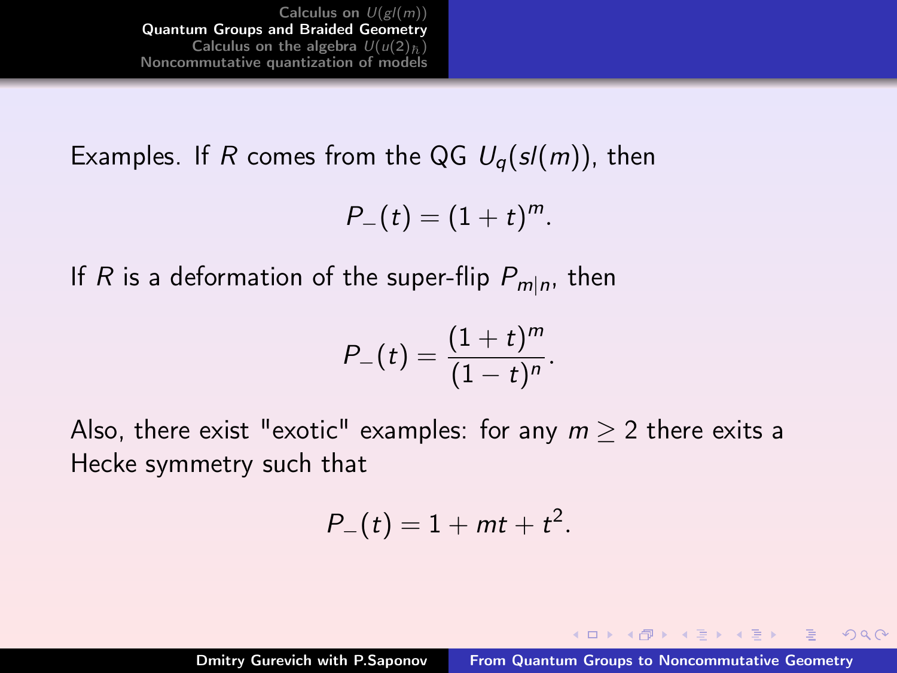Examples. If $R$ comes from the QG $U_q(sl(m))$, then

$$P_-(t) = (1+t)^m.$$

If $R$ is a deformation of the super-flip $P_{m|n}$, then

$$P_-(t) = \frac{(1+t)^m}{(1-t)^n}.$$

Also, there exist "exotic" examples: for any $m \geq 2$ there exits a Hecke symmetry such that

$$P_-(t) = 1 + mt + t^2.$$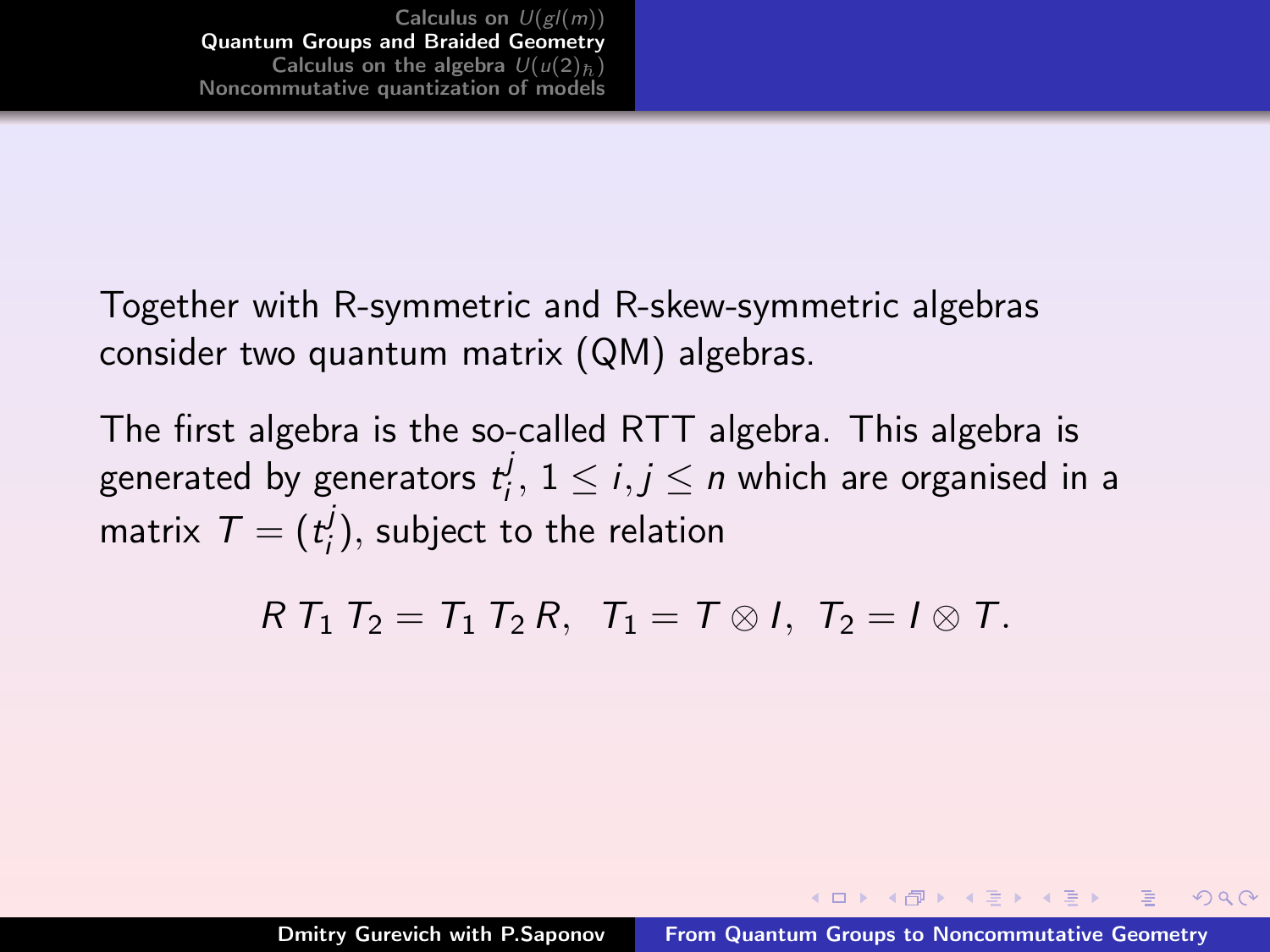Together with R-symmetric and R-skew-symmetric algebras consider two quantum matrix (QM) algebras.

The first algebra is the so-called RTT algebra. This algebra is generated by generators $t_i^j$, $1 \le i, j \le n$ which are organised in a matrix $T = (t_i^j)$, subject to the relation

$$R\, T_1\, T_2 = T_1\, T_2\, R, \quad T_1 = T \otimes I, \quad T_2 = I \otimes T.$$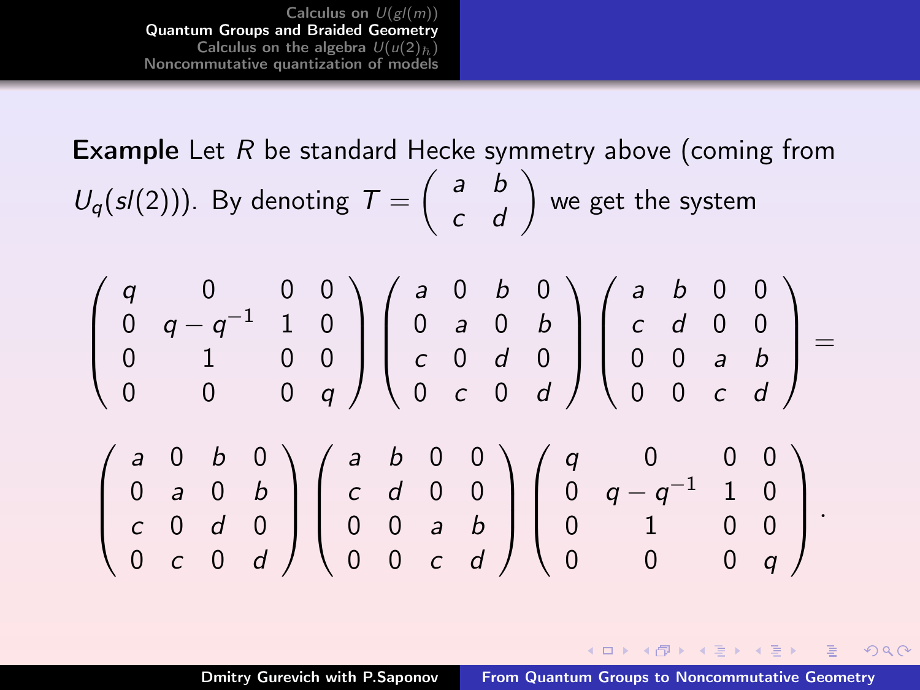**Example** Let $R$ be standard Hecke symmetry above (coming from $U_q(sl(2))$). By denoting $T = \begin{pmatrix} a & b \\ c & d \end{pmatrix}$ we get the system

$$\begin{pmatrix} q & 0 & 0 & 0 \\ 0 & q-q^{-1} & 1 & 0 \\ 0 & 1 & 0 & 0 \\ 0 & 0 & 0 & q \end{pmatrix} \begin{pmatrix} a & 0 & b & 0 \\ 0 & a & 0 & b \\ c & 0 & d & 0 \\ 0 & c & 0 & d \end{pmatrix} \begin{pmatrix} a & b & 0 & 0 \\ c & d & 0 & 0 \\ 0 & 0 & a & b \\ 0 & 0 & c & d \end{pmatrix} =$$

$$\begin{pmatrix} a & 0 & b & 0 \\ 0 & a & 0 & b \\ c & 0 & d & 0 \\ 0 & c & 0 & d \end{pmatrix} \begin{pmatrix} a & b & 0 & 0 \\ c & d & 0 & 0 \\ 0 & 0 & a & b \\ 0 & 0 & c & d \end{pmatrix} \begin{pmatrix} q & 0 & 0 & 0 \\ 0 & q-q^{-1} & 1 & 0 \\ 0 & 1 & 0 & 0 \\ 0 & 0 & 0 & q \end{pmatrix}.$$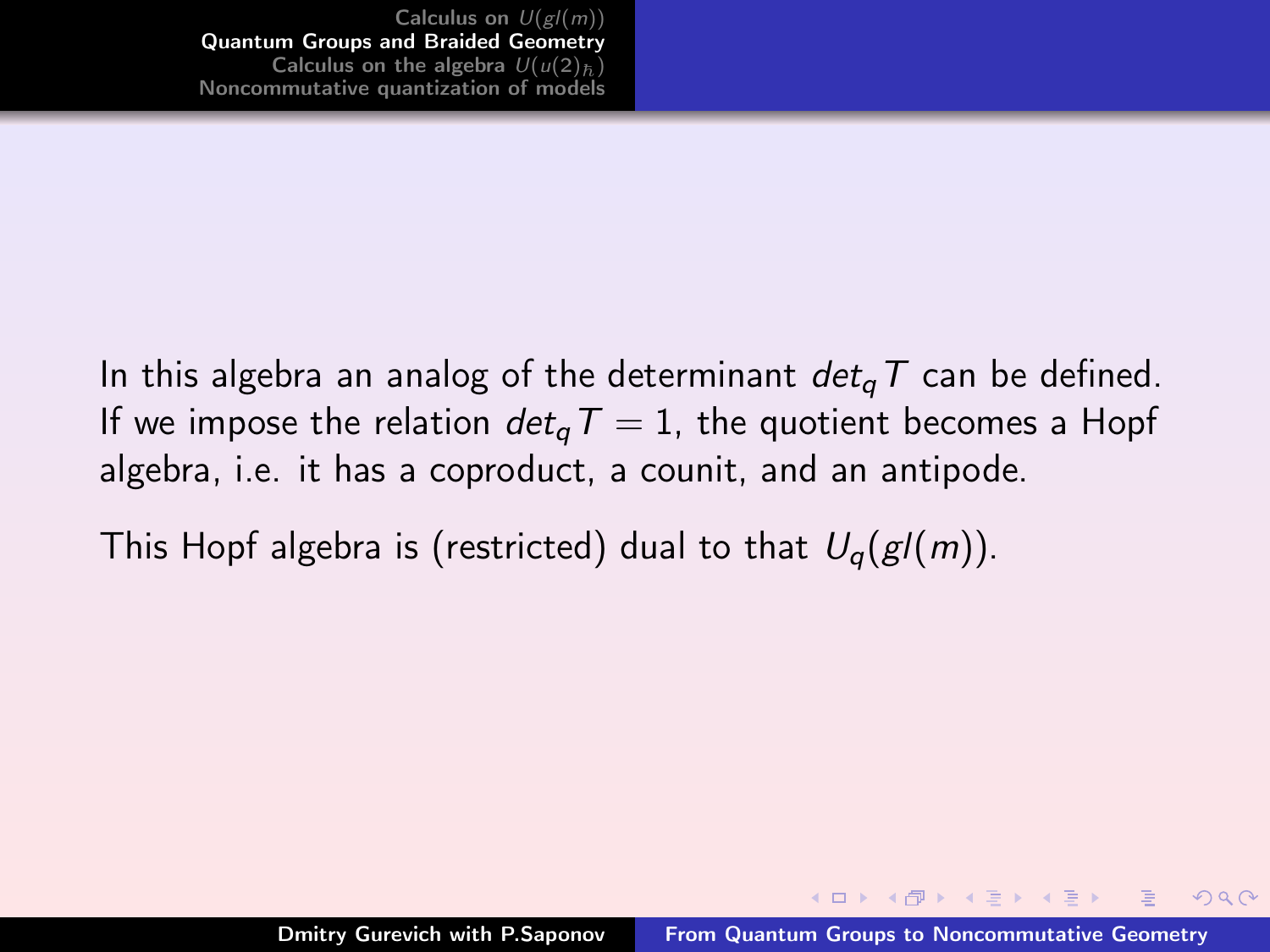In this algebra an analog of the determinant $det_q T$ can be defined. If we impose the relation $det_q T = 1$, the quotient becomes a Hopf algebra, i.e. it has a coproduct, a counit, and an antipode.

This Hopf algebra is (restricted) dual to that $U_q(gl(m))$.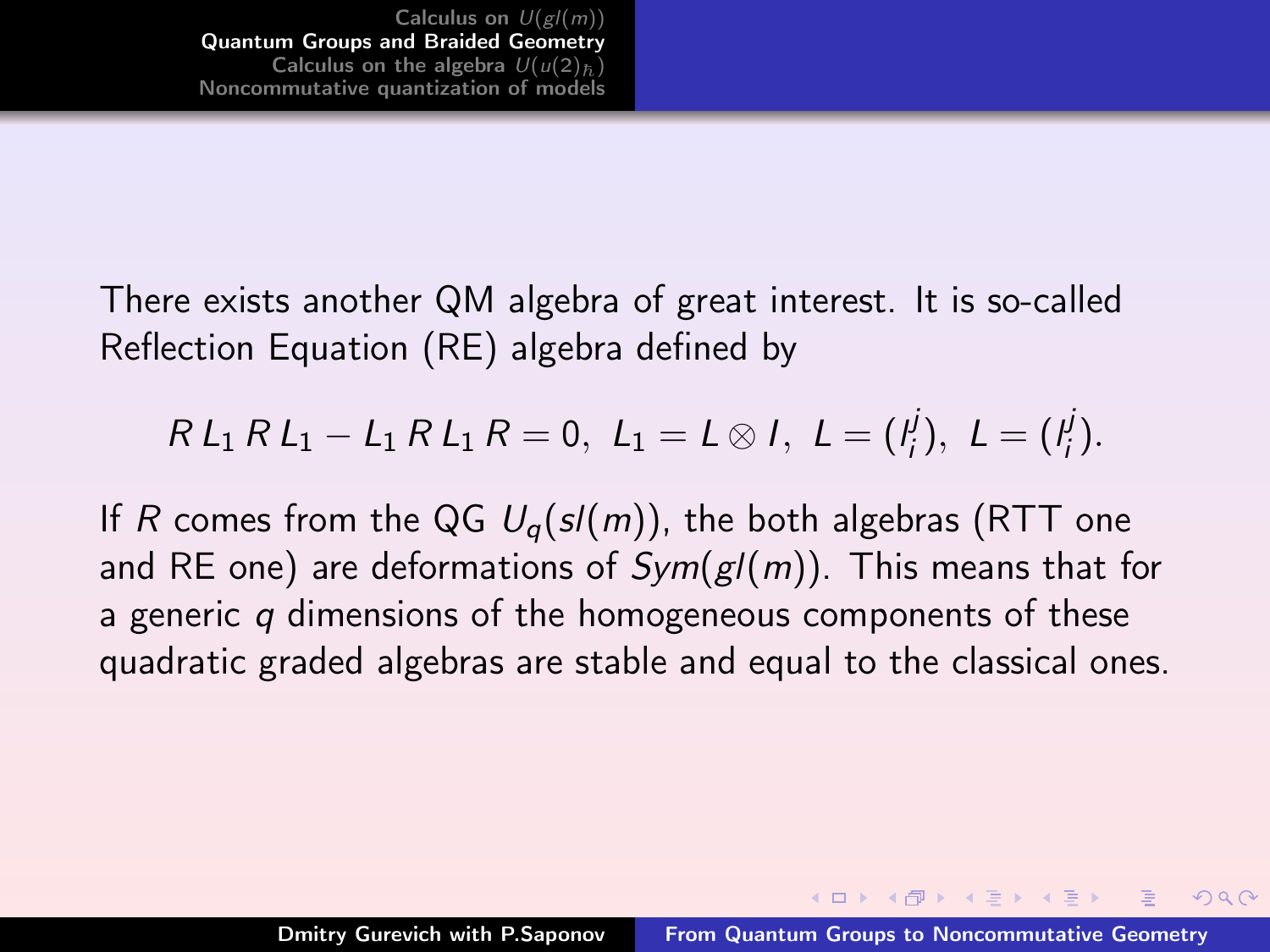There exists another QM algebra of great interest. It is so-called Reflection Equation (RE) algebra defined by

$$R\,L_1\,R\,L_1 - L_1\,R\,L_1\,R = 0,\;\; L_1 = L\otimes I,\;\; L = (l_i^j),\;\; L = (l_i^j).$$

If $R$ comes from the QG $U_q(sl(m))$, the both algebras (RTT one and RE one) are deformations of $Sym(gl(m))$. This means that for a generic $q$ dimensions of the homogeneous components of these quadratic graded algebras are stable and equal to the classical ones.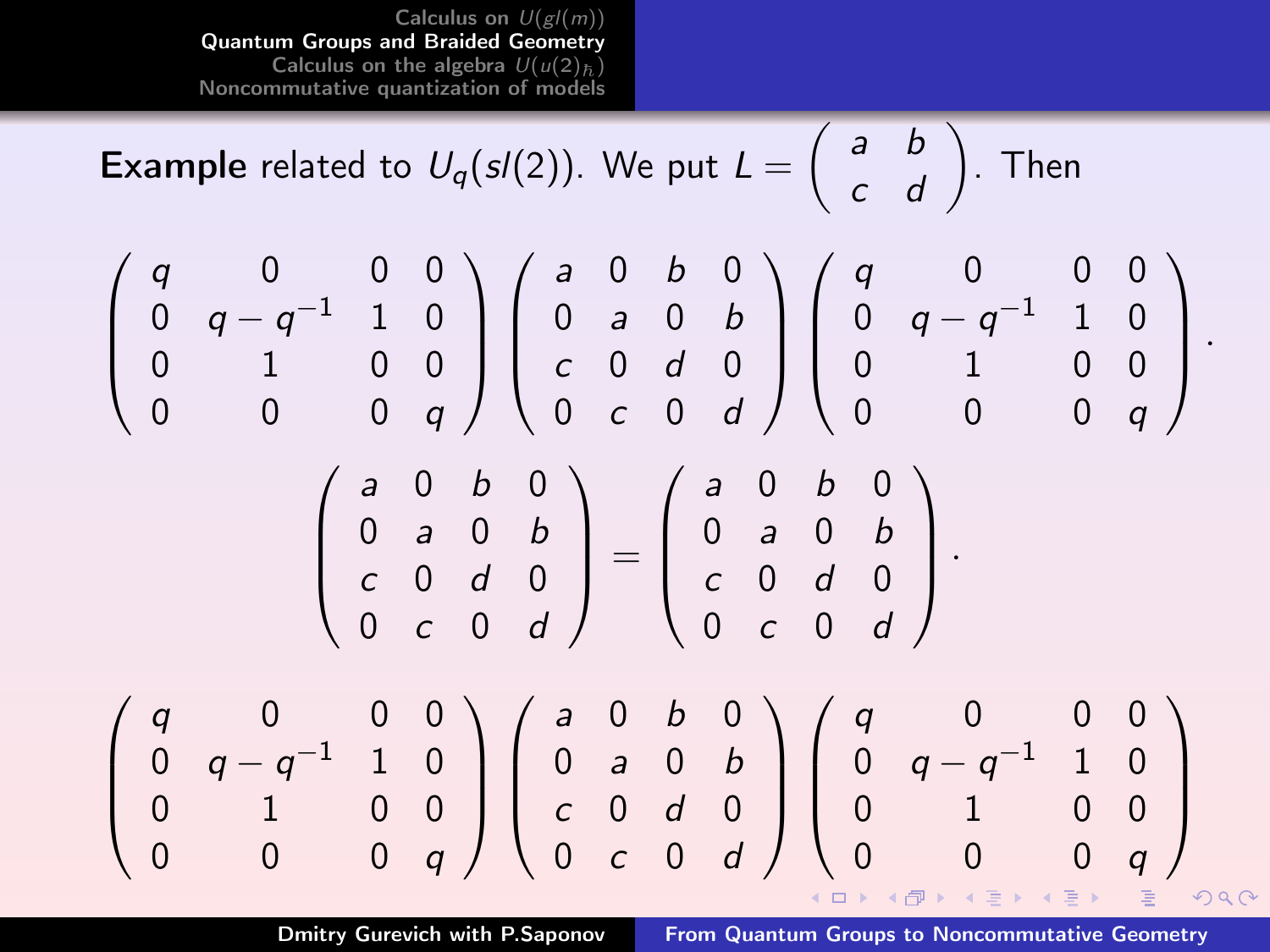**Example** related to $U_q(sl(2))$. We put $L = \begin{pmatrix} a & b \\ c & d \end{pmatrix}$. Then

$$\begin{pmatrix} q & 0 & 0 & 0 \\ 0 & q-q^{-1} & 1 & 0 \\ 0 & 1 & 0 & 0 \\ 0 & 0 & 0 & q \end{pmatrix} \begin{pmatrix} a & 0 & b & 0 \\ 0 & a & 0 & b \\ c & 0 & d & 0 \\ 0 & c & 0 & d \end{pmatrix} \begin{pmatrix} q & 0 & 0 & 0 \\ 0 & q-q^{-1} & 1 & 0 \\ 0 & 1 & 0 & 0 \\ 0 & 0 & 0 & q \end{pmatrix} \cdot$$

$$\begin{pmatrix} a & 0 & b & 0 \\ 0 & a & 0 & b \\ c & 0 & d & 0 \\ 0 & c & 0 & d \end{pmatrix} = \begin{pmatrix} a & 0 & b & 0 \\ 0 & a & 0 & b \\ c & 0 & d & 0 \\ 0 & c & 0 & d \end{pmatrix} \cdot$$

$$\begin{pmatrix} q & 0 & 0 & 0 \\ 0 & q-q^{-1} & 1 & 0 \\ 0 & 1 & 0 & 0 \\ 0 & 0 & 0 & q \end{pmatrix} \begin{pmatrix} a & 0 & b & 0 \\ 0 & a & 0 & b \\ c & 0 & d & 0 \\ 0 & c & 0 & d \end{pmatrix} \begin{pmatrix} q & 0 & 0 & 0 \\ 0 & q-q^{-1} & 1 & 0 \\ 0 & 1 & 0 & 0 \\ 0 & 0 & 0 & q \end{pmatrix}$$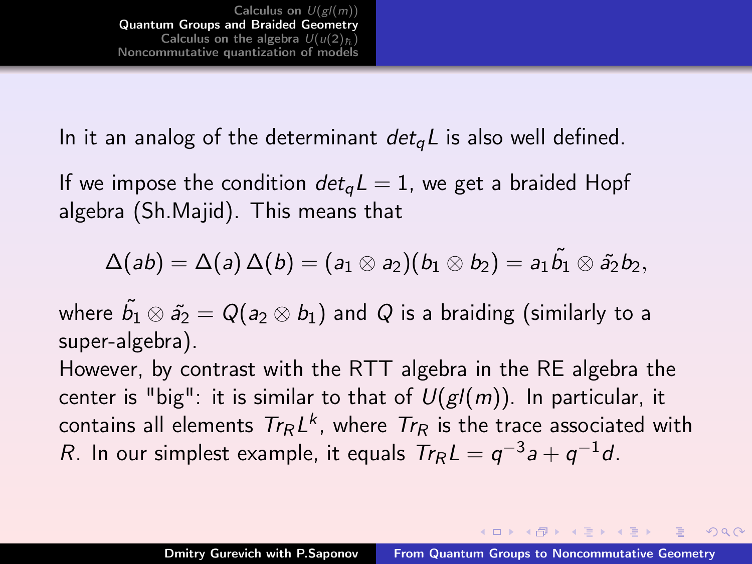In it an analog of the determinant $det_q L$ is also well defined.

If we impose the condition $det_q L = 1$, we get a braided Hopf algebra (Sh.Majid). This means that

$$\Delta(ab) = \Delta(a)\,\Delta(b) = (a_1 \otimes a_2)(b_1 \otimes b_2) = a_1 \tilde{b_1} \otimes \tilde{a_2} b_2,$$

where $\tilde{b_1} \otimes \tilde{a_2} = Q(a_2 \otimes b_1)$ and $Q$ is a braiding (similarly to a super-algebra).

However, by contrast with the RTT algebra in the RE algebra the center is "big": it is similar to that of $U(gl(m))$. In particular, it contains all elements $Tr_R L^k$, where $Tr_R$ is the trace associated with $R$. In our simplest example, it equals $Tr_R L = q^{-3}a + q^{-1}d$.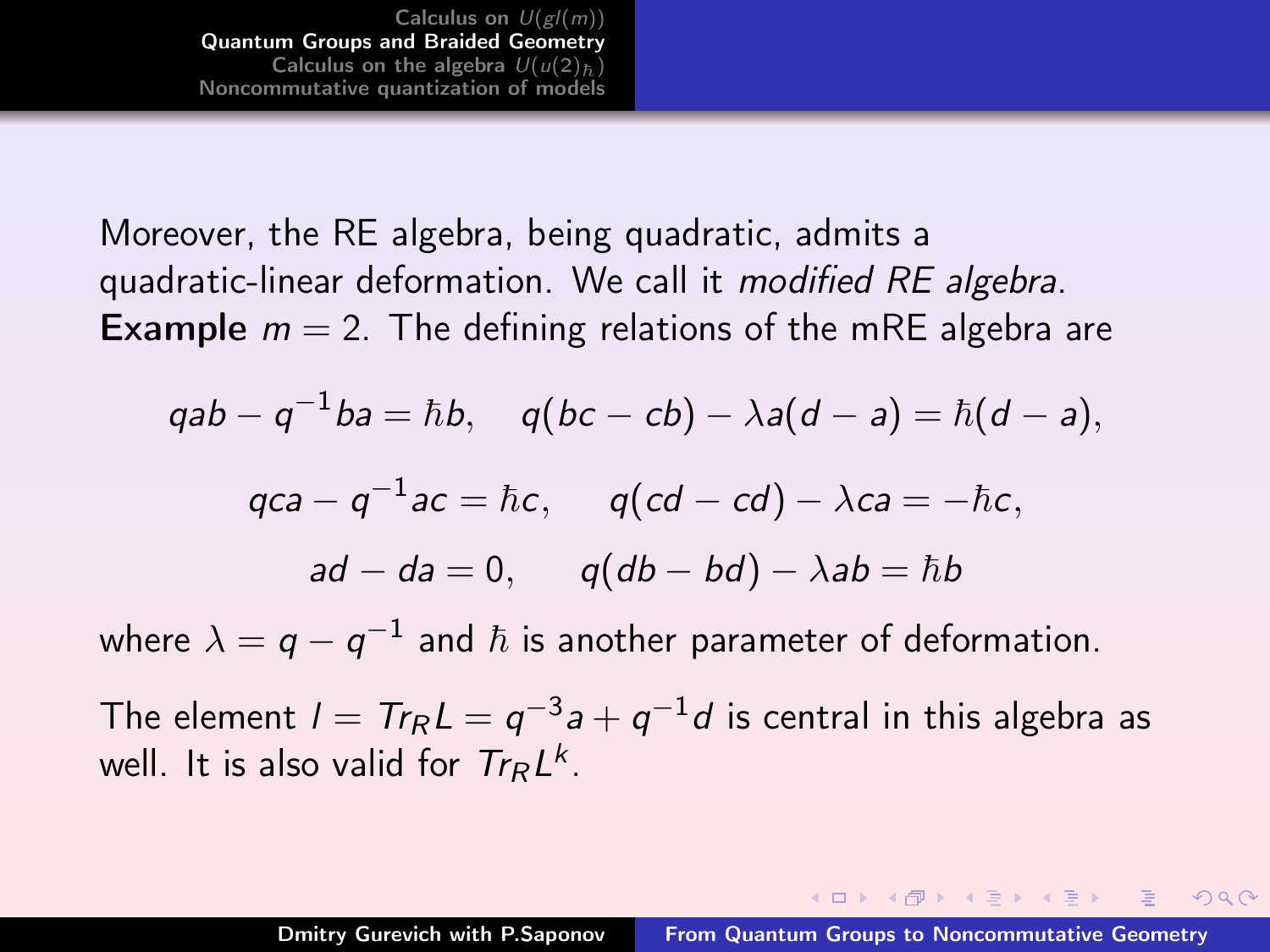Moreover, the RE algebra, being quadratic, admits a quadratic-linear deformation. We call it *modified RE algebra*.

**Example** $m = 2$. The defining relations of the mRE algebra are

$$qab - q^{-1}ba = \hbar b, \quad q(bc - cb) - \lambda a(d - a) = \hbar(d - a),$$

$$qca - q^{-1}ac = \hbar c, \quad q(cd - cd) - \lambda ca = -\hbar c,$$

$$ad - da = 0, \quad q(db - bd) - \lambda ab = \hbar b$$

where $\lambda = q - q^{-1}$ and $\hbar$ is another parameter of deformation.

The element $l = Tr_R L = q^{-3}a + q^{-1}d$ is central in this algebra as well. It is also valid for $Tr_R L^k$.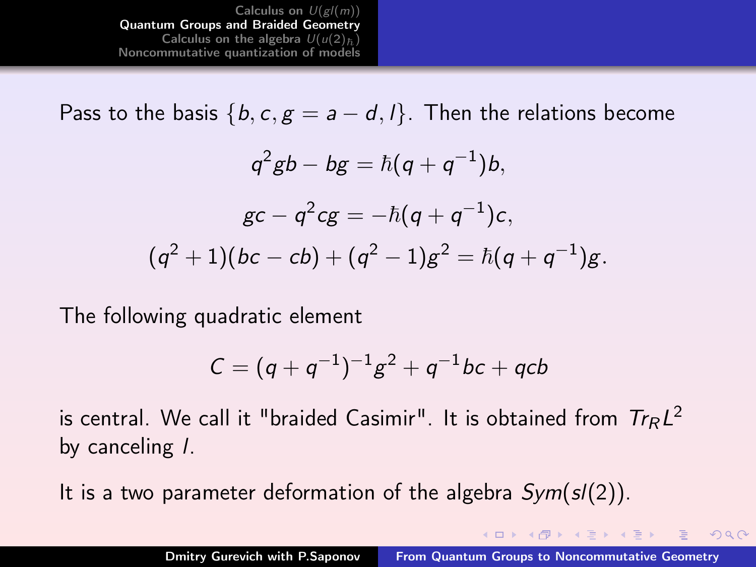Pass to the basis $\{b, c, g = a - d, l\}$. Then the relations become

$$q^2 gb - bg = \hbar(q + q^{-1})b,$$

$$gc - q^2 cg = -\hbar(q + q^{-1})c,$$

$$(q^2 + 1)(bc - cb) + (q^2 - 1)g^2 = \hbar(q + q^{-1})g.$$

The following quadratic element

$$C = (q + q^{-1})^{-1} g^2 + q^{-1} bc + qcb$$

is central. We call it "braided Casimir". It is obtained from $Tr_R L^2$ by canceling $l$.

It is a two parameter deformation of the algebra $Sym(sl(2))$.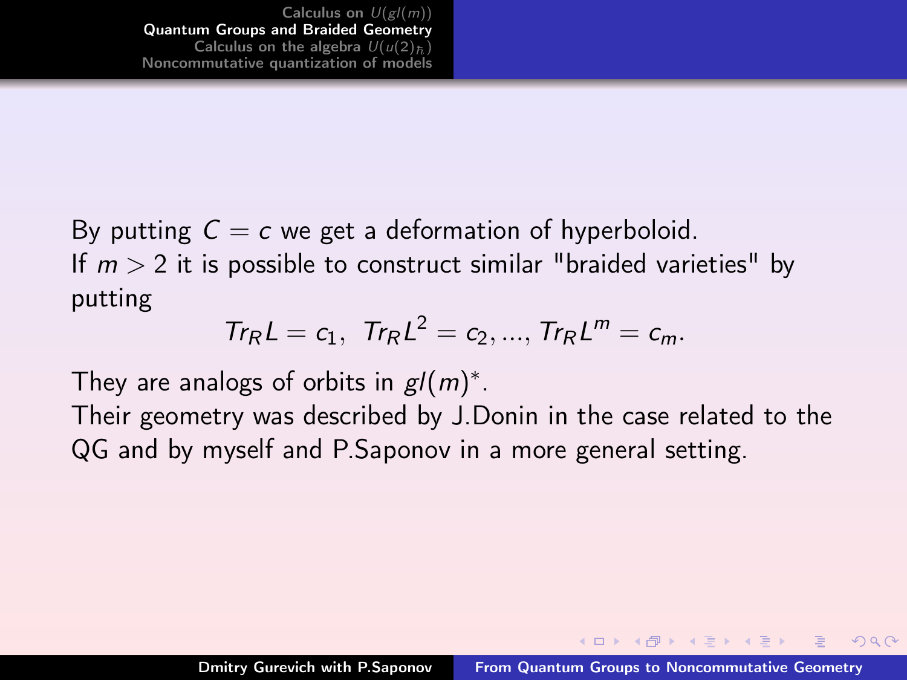By putting $C = c$ we get a deformation of hyperboloid.
If $m > 2$ it is possible to construct similar "braided varieties" by putting

$$Tr_R L = c_1, \ Tr_R L^2 = c_2, ..., Tr_R L^m = c_m.$$

They are analogs of orbits in $gl(m)^*$.
Their geometry was described by J.Donin in the case related to the QG and by myself and P.Saponov in a more general setting.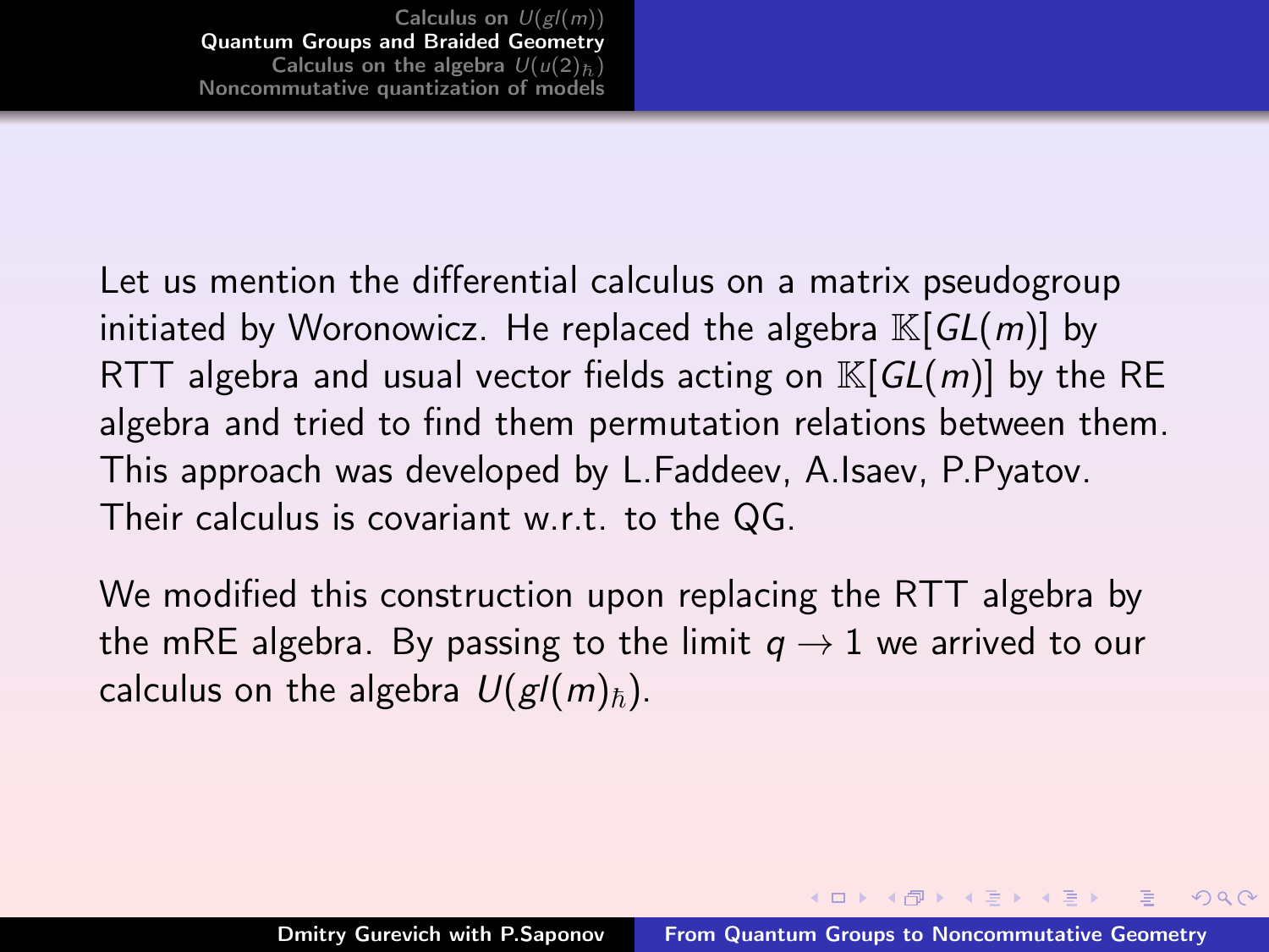Let us mention the differential calculus on a matrix pseudogroup initiated by Woronowicz. He replaced the algebra $\mathbb{K}[GL(m)]$ by RTT algebra and usual vector fields acting on $\mathbb{K}[GL(m)]$ by the RE algebra and tried to find them permutation relations between them. This approach was developed by L.Faddeev, A.Isaev, P.Pyatov. Their calculus is covariant w.r.t. to the QG.

We modified this construction upon replacing the RTT algebra by the mRE algebra. By passing to the limit $q \to 1$ we arrived to our calculus on the algebra $U(gl(m)_\hbar)$.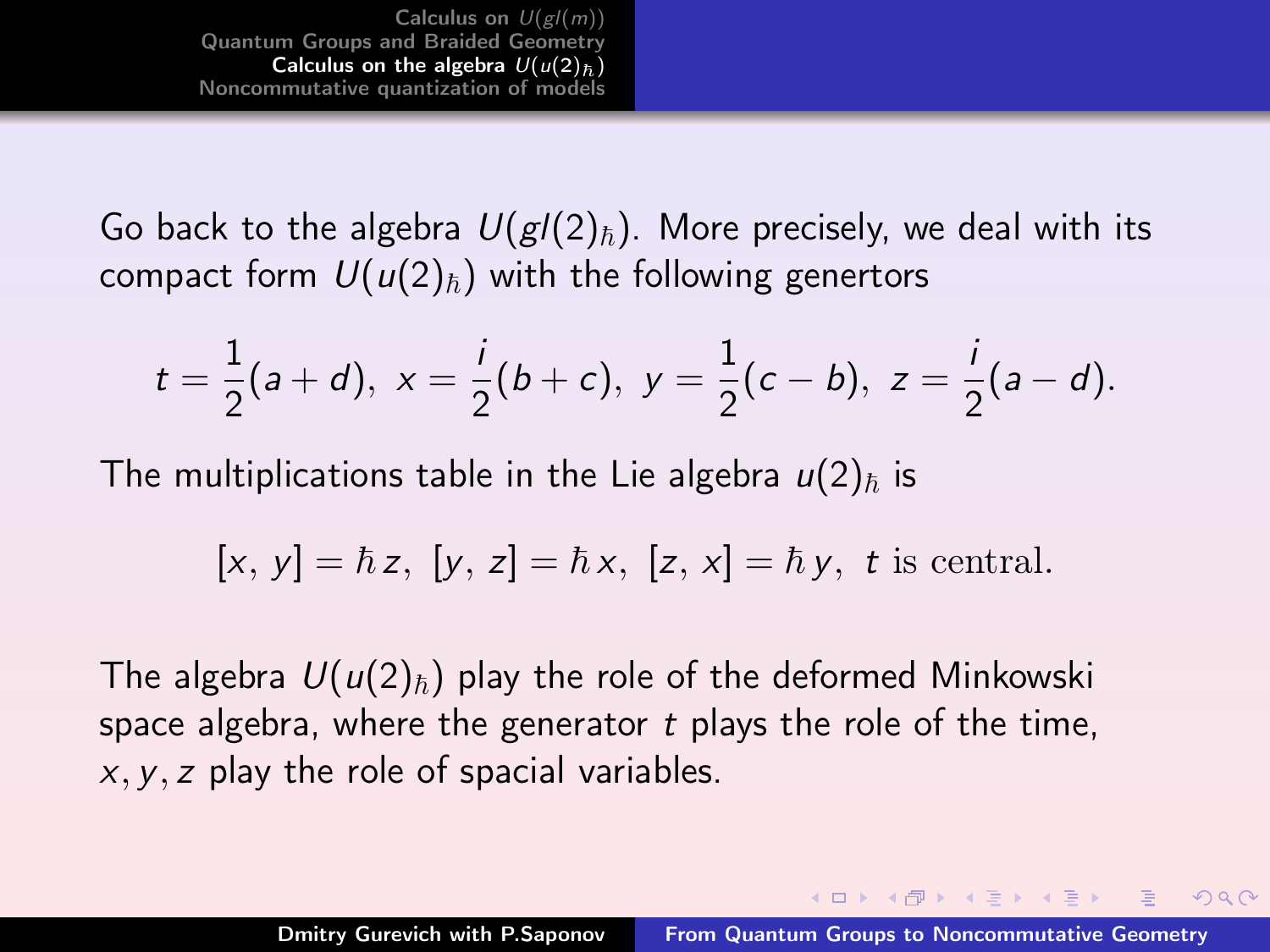Go back to the algebra $U(gl(2)_\hbar)$. More precisely, we deal with its compact form $U(u(2)_\hbar)$ with the following genertors

$$t = \frac{1}{2}(a + d),\ x = \frac{i}{2}(b + c),\ y = \frac{1}{2}(c - b),\ z = \frac{i}{2}(a - d).$$

The multiplications table in the Lie algebra $u(2)_\hbar$ is

$$[x,\, y] = \hbar\, z,\ [y,\, z] = \hbar\, x,\ [z,\, x] = \hbar\, y,\ t \text{ is central.}$$

The algebra $U(u(2)_\hbar)$ play the role of the deformed Minkowski space algebra, where the generator $t$ plays the role of the time, $x, y, z$ play the role of spacial variables.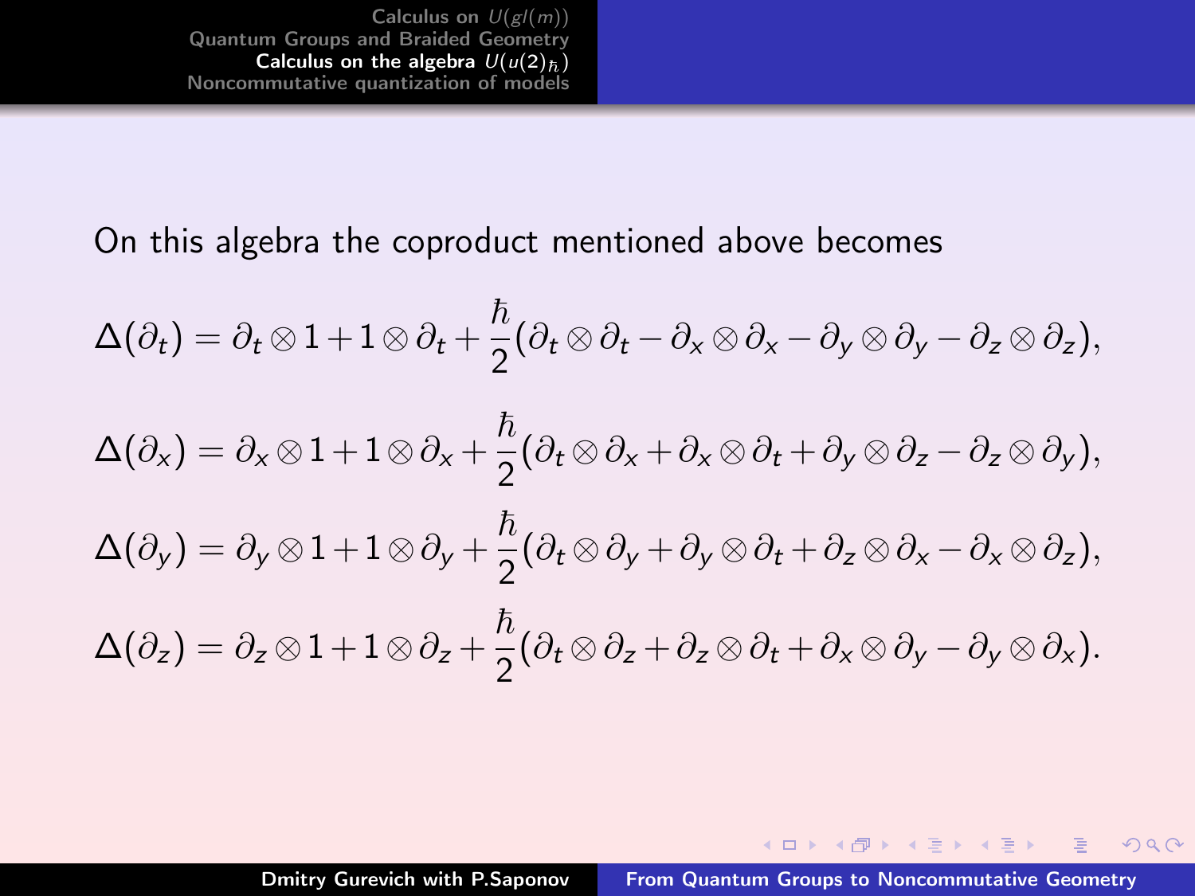On this algebra the coproduct mentioned above becomes

$$\Delta(\partial_t) = \partial_t \otimes 1 + 1 \otimes \partial_t + \frac{\hbar}{2}(\partial_t \otimes \partial_t - \partial_x \otimes \partial_x - \partial_y \otimes \partial_y - \partial_z \otimes \partial_z),$$

$$\Delta(\partial_x) = \partial_x \otimes 1 + 1 \otimes \partial_x + \frac{\hbar}{2}(\partial_t \otimes \partial_x + \partial_x \otimes \partial_t + \partial_y \otimes \partial_z - \partial_z \otimes \partial_y),$$

$$\Delta(\partial_y) = \partial_y \otimes 1 + 1 \otimes \partial_y + \frac{\hbar}{2}(\partial_t \otimes \partial_y + \partial_y \otimes \partial_t + \partial_z \otimes \partial_x - \partial_x \otimes \partial_z),$$

$$\Delta(\partial_z) = \partial_z \otimes 1 + 1 \otimes \partial_z + \frac{\hbar}{2}(\partial_t \otimes \partial_z + \partial_z \otimes \partial_t + \partial_x \otimes \partial_y - \partial_y \otimes \partial_x).$$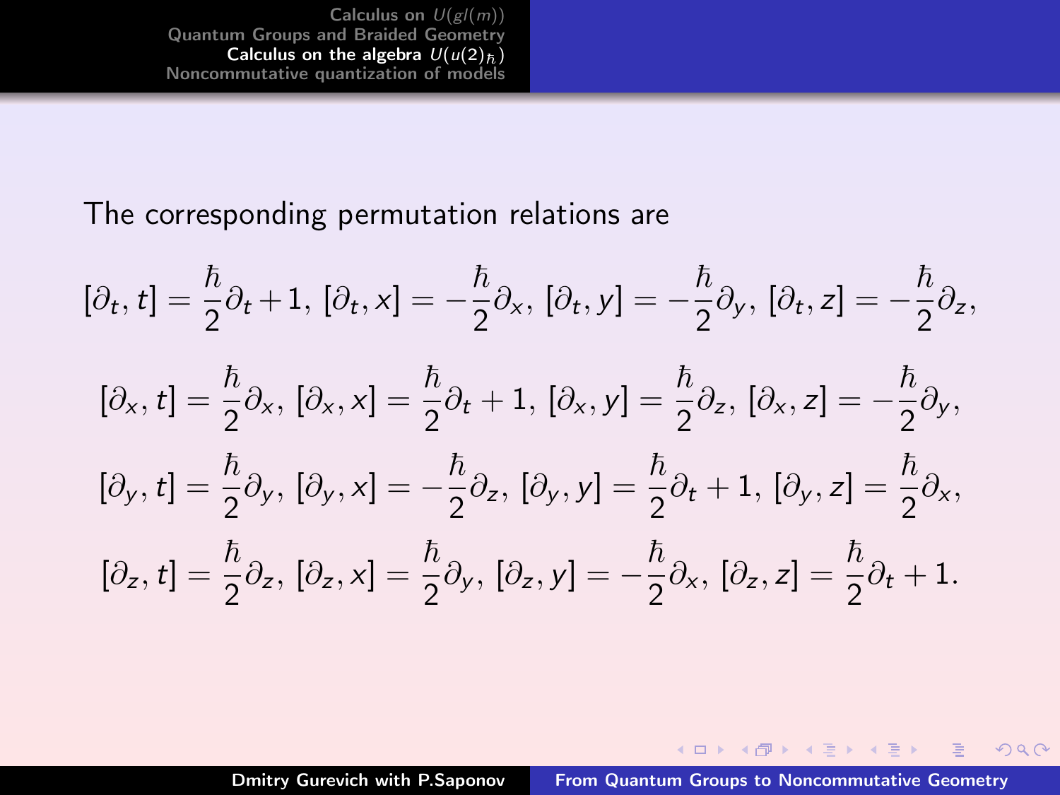The corresponding permutation relations are

$$[\partial_t, t] = \frac{\hbar}{2}\partial_t + 1, \; [\partial_t, x] = -\frac{\hbar}{2}\partial_x, \; [\partial_t, y] = -\frac{\hbar}{2}\partial_y, \; [\partial_t, z] = -\frac{\hbar}{2}\partial_z,$$

$$[\partial_x, t] = \frac{\hbar}{2}\partial_x, \; [\partial_x, x] = \frac{\hbar}{2}\partial_t + 1, \; [\partial_x, y] = \frac{\hbar}{2}\partial_z, \; [\partial_x, z] = -\frac{\hbar}{2}\partial_y,$$

$$[\partial_y, t] = \frac{\hbar}{2}\partial_y, \; [\partial_y, x] = -\frac{\hbar}{2}\partial_z, \; [\partial_y, y] = \frac{\hbar}{2}\partial_t + 1, \; [\partial_y, z] = \frac{\hbar}{2}\partial_x,$$

$$[\partial_z, t] = \frac{\hbar}{2}\partial_z, \; [\partial_z, x] = \frac{\hbar}{2}\partial_y, \; [\partial_z, y] = -\frac{\hbar}{2}\partial_x, \; [\partial_z, z] = \frac{\hbar}{2}\partial_t + 1.$$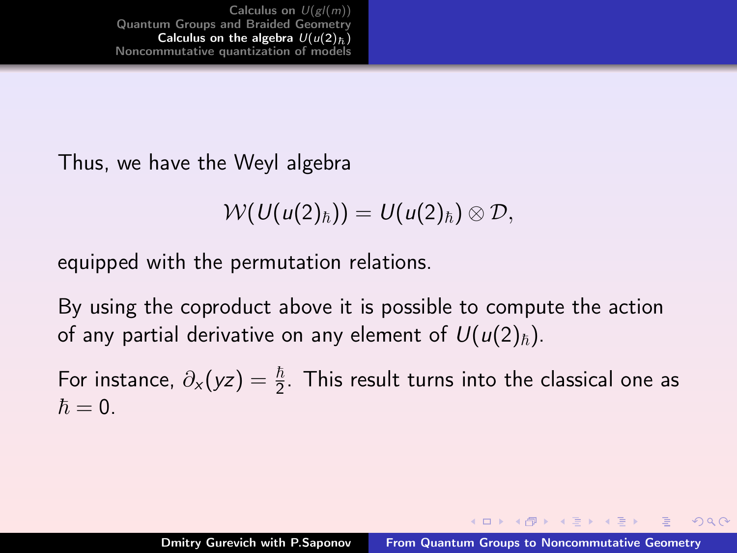Thus, we have the Weyl algebra

$$\mathcal{W}(U(u(2)_\hbar)) = U(u(2)_\hbar) \otimes \mathcal{D},$$

equipped with the permutation relations.

By using the coproduct above it is possible to compute the action of any partial derivative on any element of $U(u(2)_\hbar)$.

For instance, $\partial_x(yz) = \frac{\hbar}{2}$. This result turns into the classical one as $\hbar = 0$.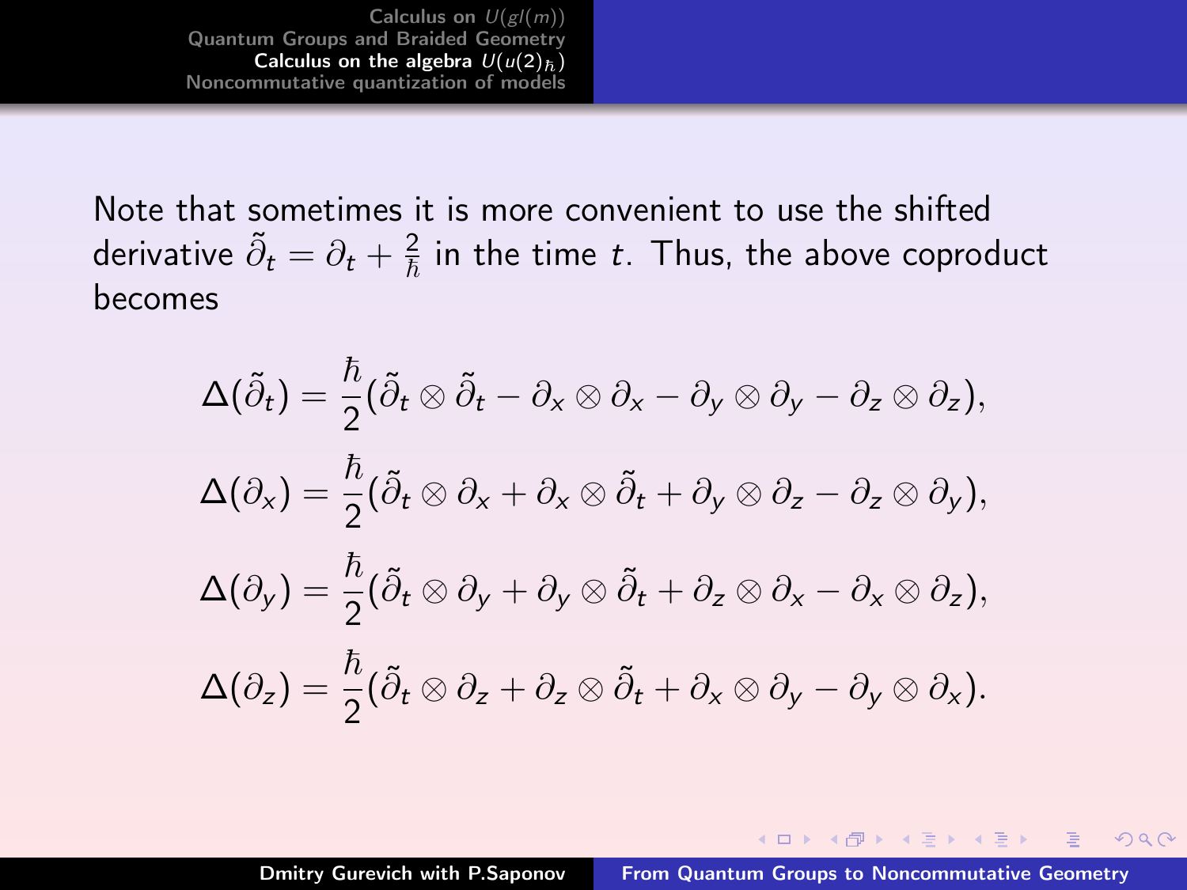Note that sometimes it is more convenient to use the shifted derivative $\tilde{\partial}_t = \partial_t + \frac{2}{\hbar}$ in the time $t$. Thus, the above coproduct becomes

$$\Delta(\tilde{\partial}_t) = \frac{\hbar}{2}(\tilde{\partial}_t \otimes \tilde{\partial}_t - \partial_x \otimes \partial_x - \partial_y \otimes \partial_y - \partial_z \otimes \partial_z),$$

$$\Delta(\partial_x) = \frac{\hbar}{2}(\tilde{\partial}_t \otimes \partial_x + \partial_x \otimes \tilde{\partial}_t + \partial_y \otimes \partial_z - \partial_z \otimes \partial_y),$$

$$\Delta(\partial_y) = \frac{\hbar}{2}(\tilde{\partial}_t \otimes \partial_y + \partial_y \otimes \tilde{\partial}_t + \partial_z \otimes \partial_x - \partial_x \otimes \partial_z),$$

$$\Delta(\partial_z) = \frac{\hbar}{2}(\tilde{\partial}_t \otimes \partial_z + \partial_z \otimes \tilde{\partial}_t + \partial_x \otimes \partial_y - \partial_y \otimes \partial_x).$$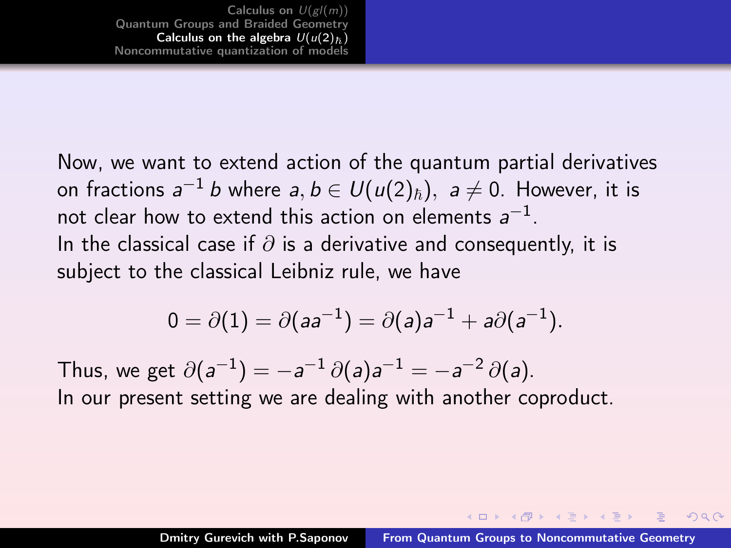Now, we want to extend action of the quantum partial derivatives on fractions $a^{-1}\,b$ where $a, b \in U(u(2)_\hbar)$, $a \neq 0$. However, it is not clear how to extend this action on elements $a^{-1}$.

In the classical case if $\partial$ is a derivative and consequently, it is subject to the classical Leibniz rule, we have

$$0 = \partial(1) = \partial(aa^{-1}) = \partial(a)a^{-1} + a\partial(a^{-1}).$$

Thus, we get $\partial(a^{-1}) = -a^{-1}\,\partial(a)a^{-1} = -a^{-2}\,\partial(a)$.

In our present setting we are dealing with another coproduct.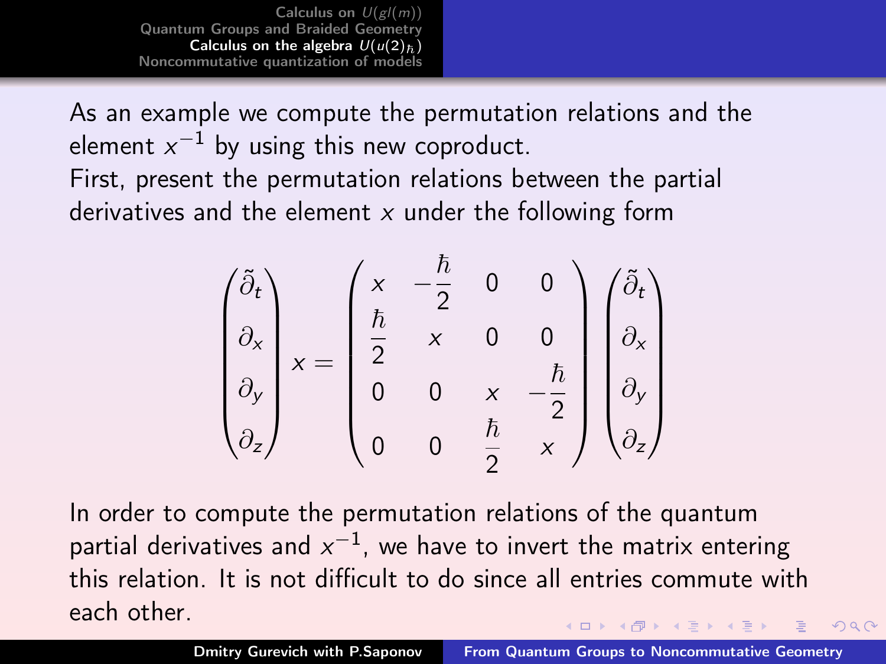As an example we compute the permutation relations and the element $x^{-1}$ by using this new coproduct.

First, present the permutation relations between the partial derivatives and the element $x$ under the following form

$$
\begin{pmatrix} \tilde{\partial}_t \\ \partial_x \\ \partial_y \\ \partial_z \end{pmatrix} x = \begin{pmatrix} x & -\frac{\hbar}{2} & 0 & 0 \\ \frac{\hbar}{2} & x & 0 & 0 \\ 0 & 0 & x & -\frac{\hbar}{2} \\ 0 & 0 & \frac{\hbar}{2} & x \end{pmatrix} \begin{pmatrix} \tilde{\partial}_t \\ \partial_x \\ \partial_y \\ \partial_z \end{pmatrix}
$$

In order to compute the permutation relations of the quantum partial derivatives and $x^{-1}$, we have to invert the matrix entering this relation. It is not difficult to do since all entries commute with each other.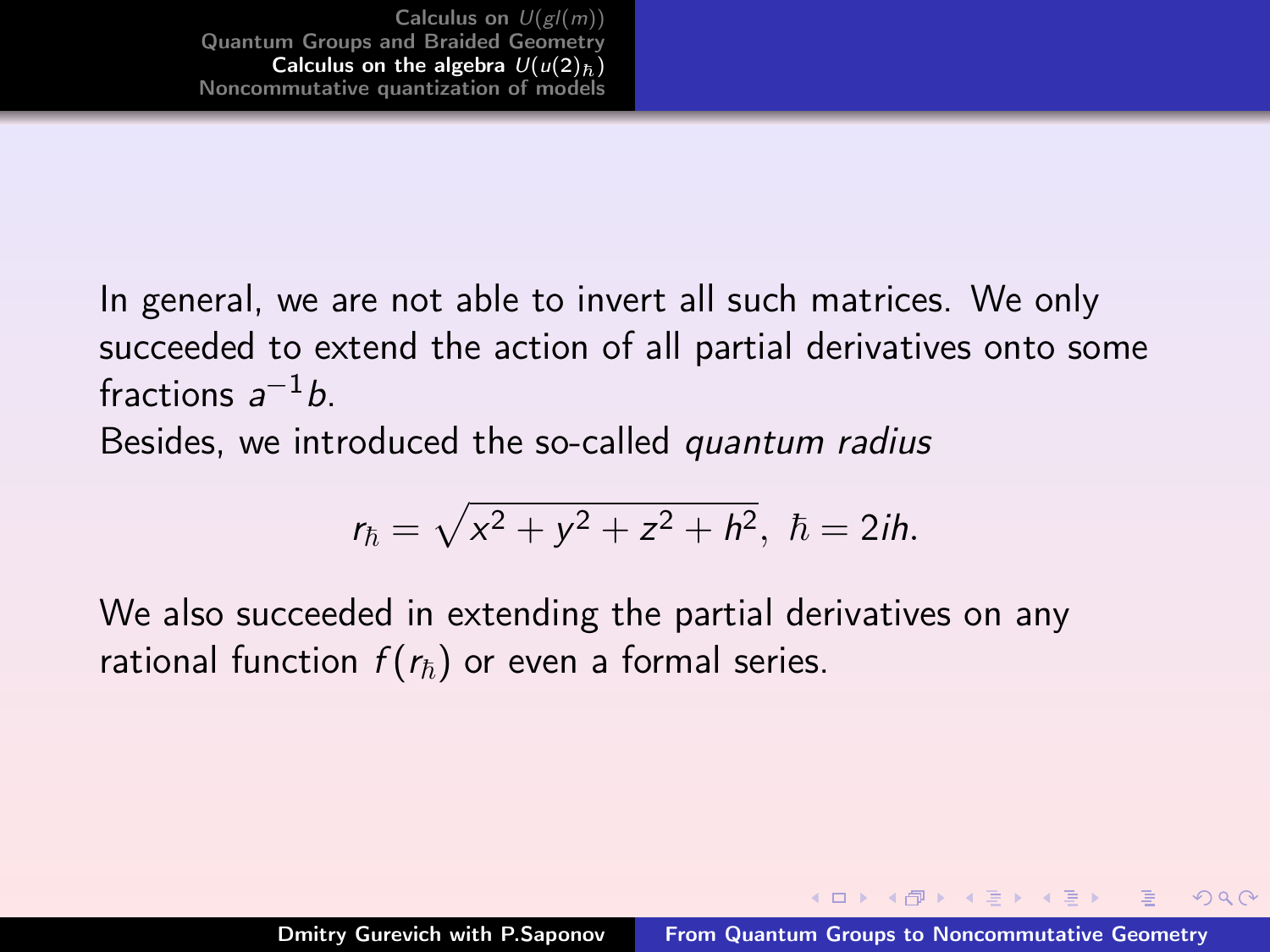In general, we are not able to invert all such matrices. We only succeeded to extend the action of all partial derivatives onto some fractions $a^{-1}b$.

Besides, we introduced the so-called *quantum radius*

$$r_\hbar = \sqrt{x^2 + y^2 + z^2 + h^2},\ \hbar = 2ih.$$

We also succeeded in extending the partial derivatives on any rational function $f(r_\hbar)$ or even a formal series.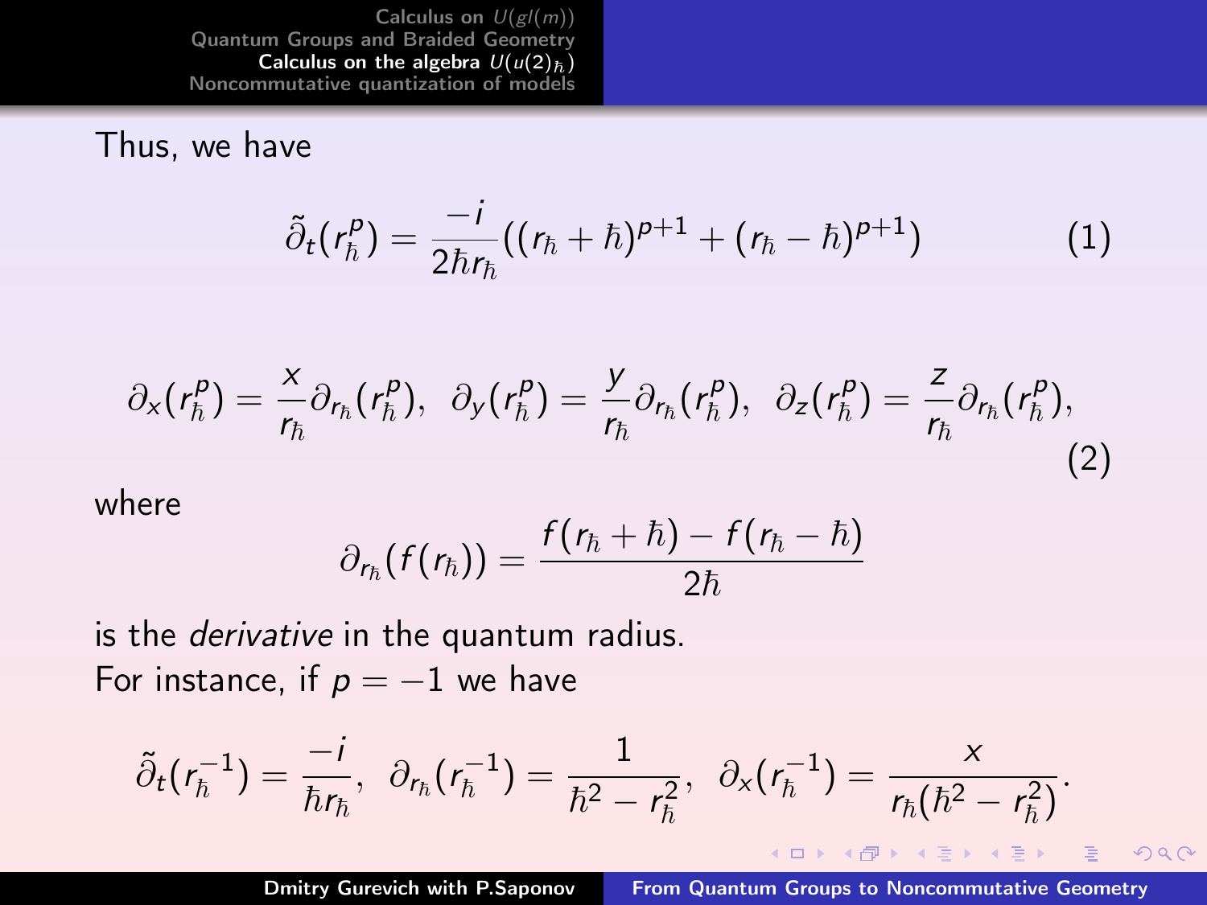Thus, we have

$$\tilde{\partial}_t(r_\hbar^p) = \frac{-i}{2\hbar r_\hbar}((r_\hbar + \hbar)^{p+1} + (r_\hbar - \hbar)^{p+1}) \tag{1}$$

$$\partial_x(r_\hbar^p) = \frac{x}{r_\hbar}\partial_{r_\hbar}(r_\hbar^p), \;\; \partial_y(r_\hbar^p) = \frac{y}{r_\hbar}\partial_{r_\hbar}(r_\hbar^p), \;\; \partial_z(r_\hbar^p) = \frac{z}{r_\hbar}\partial_{r_\hbar}(r_\hbar^p), \tag{2}$$

where

$$\partial_{r_\hbar}(f(r_\hbar)) = \frac{f(r_\hbar + \hbar) - f(r_\hbar - \hbar)}{2\hbar}$$

is the *derivative* in the quantum radius.

For instance, if $p = -1$ we have

$$\tilde{\partial}_t(r_\hbar^{-1}) = \frac{-i}{\hbar r_\hbar}, \;\; \partial_{r_\hbar}(r_\hbar^{-1}) = \frac{1}{\hbar^2 - r_\hbar^2}, \;\; \partial_x(r_\hbar^{-1}) = \frac{x}{r_\hbar(\hbar^2 - r_\hbar^2)}.$$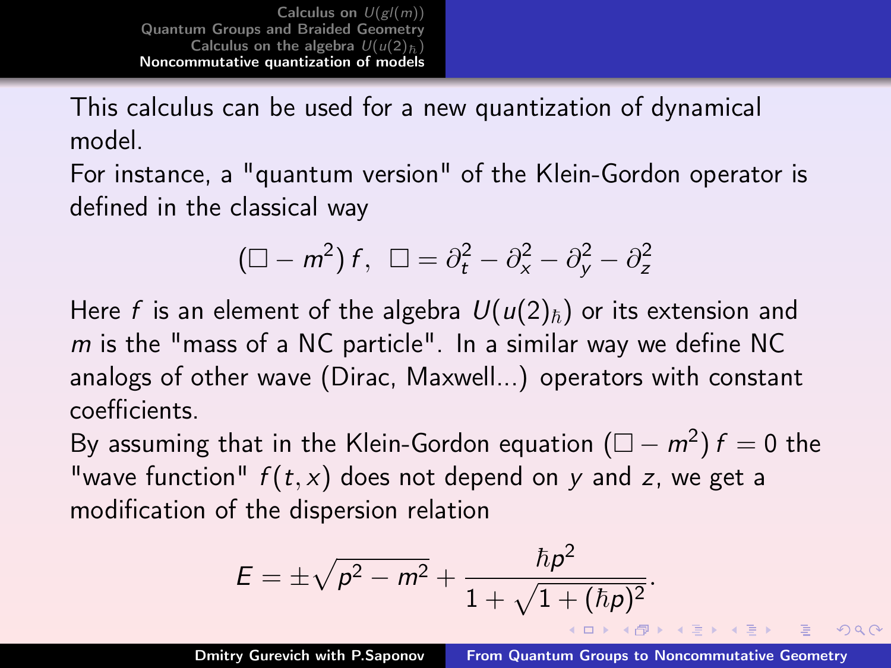This calculus can be used for a new quantization of dynamical model.

For instance, a "quantum version" of the Klein-Gordon operator is defined in the classical way

$$(\Box - m^2)\, f, \;\; \Box = \partial_t^2 - \partial_x^2 - \partial_y^2 - \partial_z^2$$

Here $f$ is an element of the algebra $U(u(2)_\hbar)$ or its extension and $m$ is the "mass of a NC particle". In a similar way we define NC analogs of other wave (Dirac, Maxwell...) operators with constant coefficients.

By assuming that in the Klein-Gordon equation $(\Box - m^2)\, f = 0$ the "wave function" $f(t, x)$ does not depend on $y$ and $z$, we get a modification of the dispersion relation

$$E = \pm\sqrt{p^2 - m^2} + \frac{\hbar p^2}{1 + \sqrt{1 + (\hbar p)^2}}.$$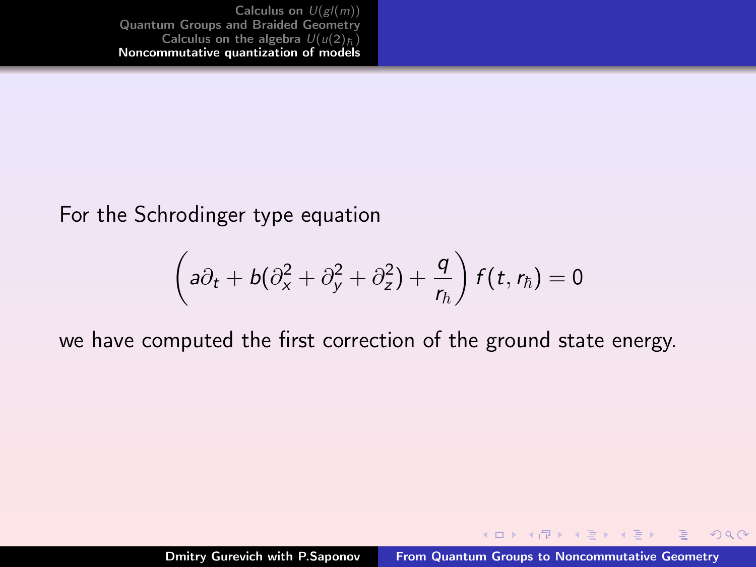For the Schrodinger type equation

$$\left( a\partial_t + b(\partial_x^2 + \partial_y^2 + \partial_z^2) + \frac{q}{r_\hbar} \right) f(t, r_\hbar) = 0$$

we have computed the first correction of the ground state energy.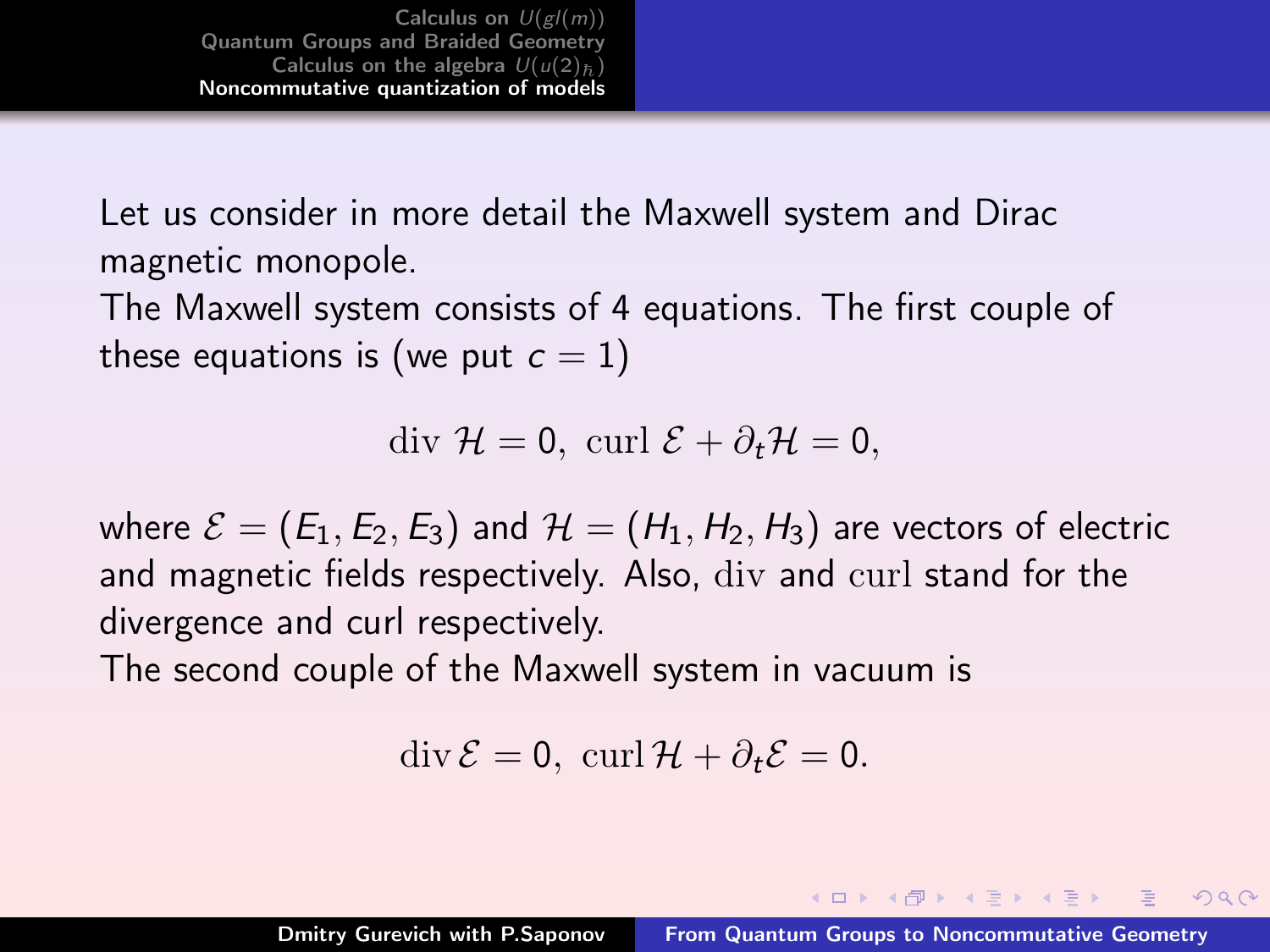Let us consider in more detail the Maxwell system and Dirac magnetic monopole.

The Maxwell system consists of 4 equations. The first couple of these equations is (we put $c = 1$)

$$\mathrm{div}\, \mathcal{H} = 0, \ \mathrm{curl}\, \mathcal{E} + \partial_t \mathcal{H} = 0,$$

where $\mathcal{E} = (E_1, E_2, E_3)$ and $\mathcal{H} = (H_1, H_2, H_3)$ are vectors of electric and magnetic fields respectively. Also, $\mathrm{div}$ and $\mathrm{curl}$ stand for the divergence and curl respectively.

The second couple of the Maxwell system in vacuum is

$$\mathrm{div}\, \mathcal{E} = 0, \ \mathrm{curl}\, \mathcal{H} + \partial_t \mathcal{E} = 0.$$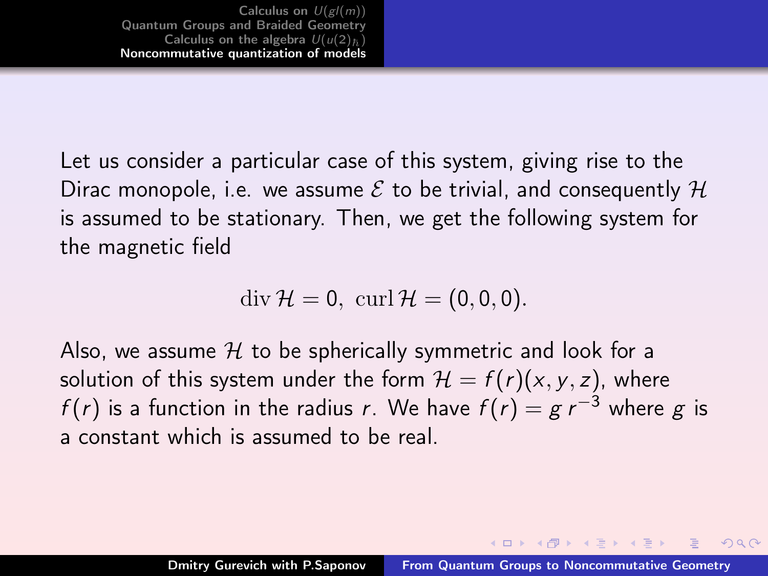Let us consider a particular case of this system, giving rise to the Dirac monopole, i.e. we assume $\mathcal{E}$ to be trivial, and consequently $\mathcal{H}$ is assumed to be stationary. Then, we get the following system for the magnetic field

$$\operatorname{div} \mathcal{H} = 0, \ \operatorname{curl} \mathcal{H} = (0, 0, 0).$$

Also, we assume $\mathcal{H}$ to be spherically symmetric and look for a solution of this system under the form $\mathcal{H} = f(r)(x, y, z)$, where $f(r)$ is a function in the radius $r$. We have $f(r) = g\, r^{-3}$ where $g$ is a constant which is assumed to be real.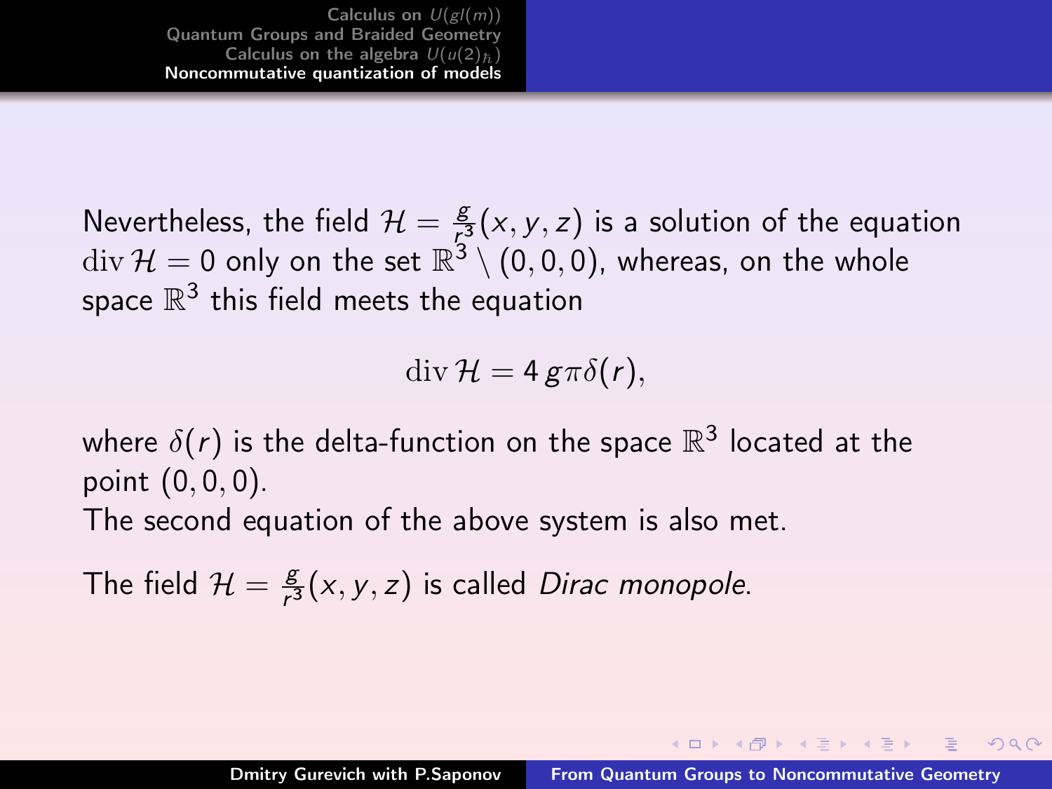Nevertheless, the field $\mathcal{H} = \frac{g}{r^3}(x, y, z)$ is a solution of the equation $\operatorname{div} \mathcal{H} = 0$ only on the set $\mathbb{R}^3 \setminus (0, 0, 0)$, whereas, on the whole space $\mathbb{R}^3$ this field meets the equation

$$\operatorname{div} \mathcal{H} = 4\, g\pi\delta(r),$$

where $\delta(r)$ is the delta-function on the space $\mathbb{R}^3$ located at the point $(0, 0, 0)$.

The second equation of the above system is also met.

The field $\mathcal{H} = \frac{g}{r^3}(x, y, z)$ is called *Dirac monopole*.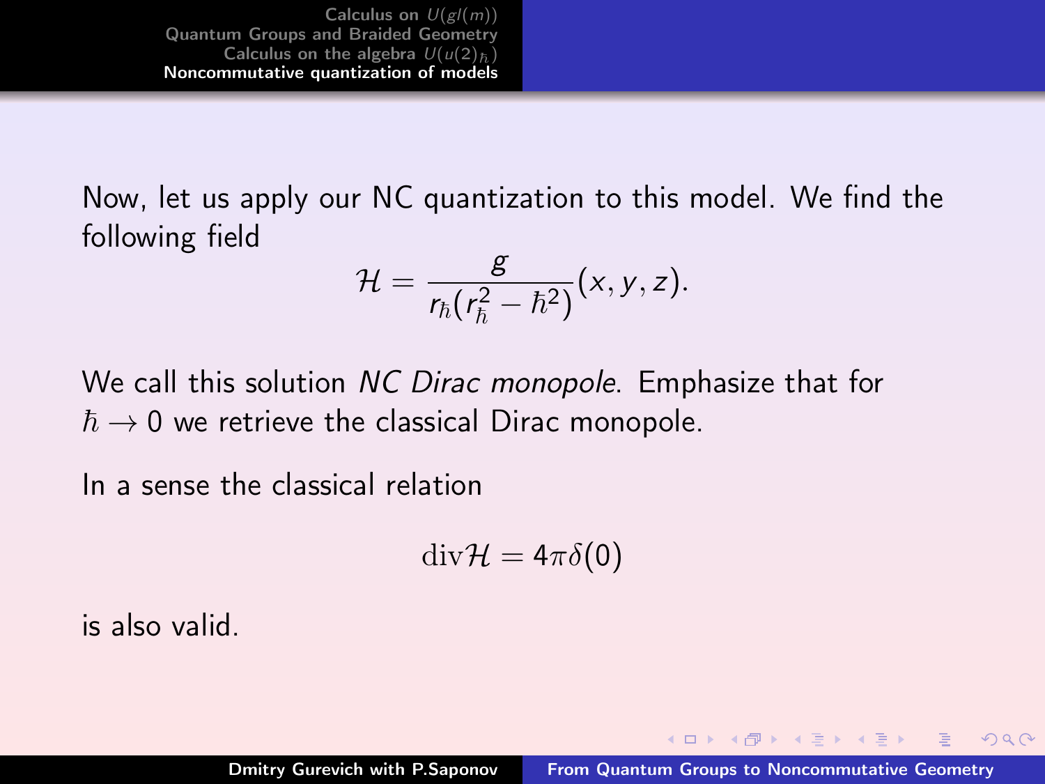Now, let us apply our NC quantization to this model. We find the following field

$$\mathcal{H} = \frac{g}{r_\hbar(r_\hbar^2 - \hbar^2)}(x, y, z).$$

We call this solution *NC Dirac monopole*. Emphasize that for $\hbar \to 0$ we retrieve the classical Dirac monopole.

In a sense the classical relation

$$\mathrm{div}\mathcal{H} = 4\pi\delta(0)$$

is also valid.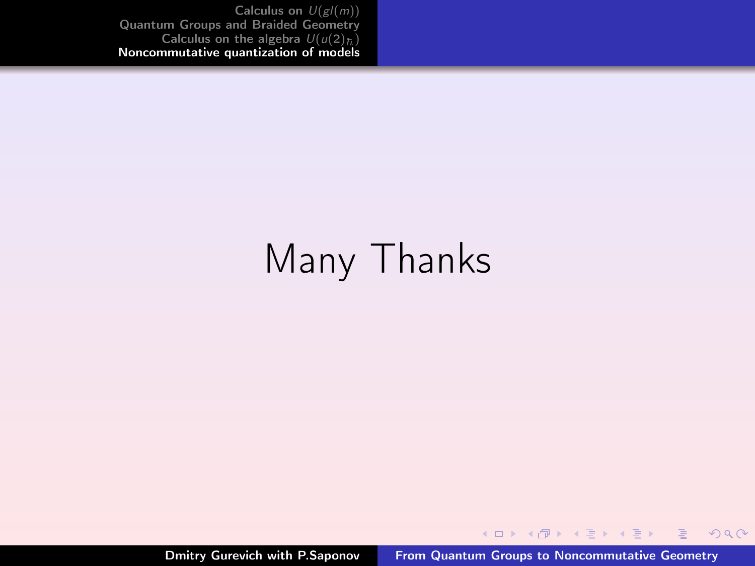Many Thanks